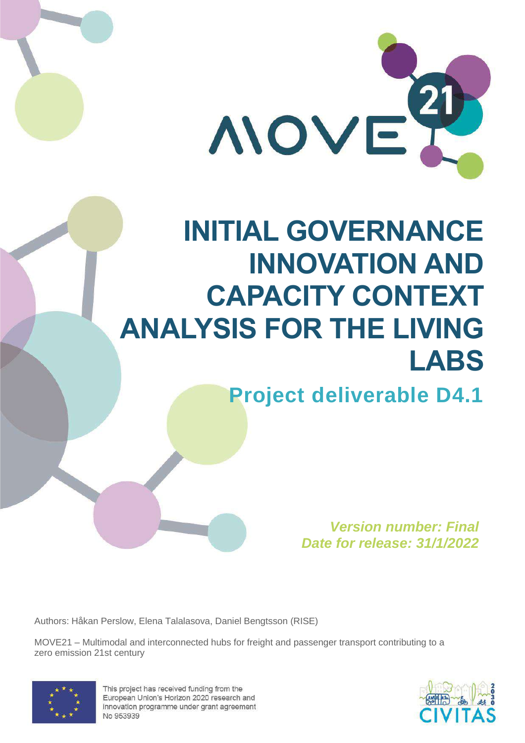# INITIAL GOVERNANCE INNOVATION AND CAPACITY CONTEXT ANALYSIS FOR THE LIVING LABS

## Project deliverable D4.1

*Version number: Final*
*Date for release: 31/1/2022*

Authors: Håkan Perslow, Elena Talalasova, Daniel Bengtsson (RISE)

MOVE21 – Multimodal and interconnected hubs for freight and passenger transport contributing to a zero emission 21st century

This project has received funding from the European Union's Horizon 2020 research and innovation programme under grant agreement No 953939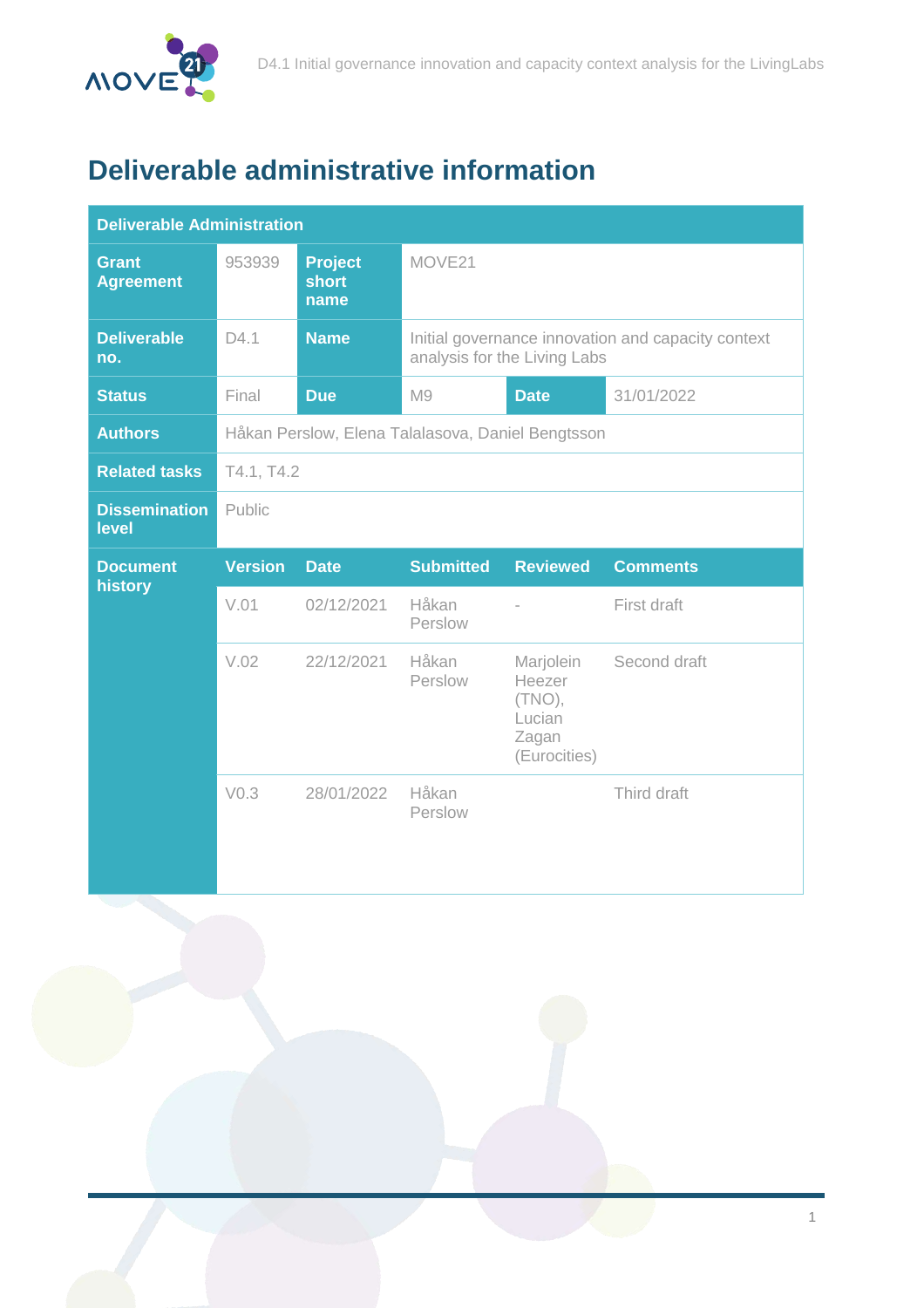# Deliverable administrative information

| Deliverable Administration | | | | | |
|---|---|---|---|---|---|
| **Grant Agreement** | 953939 | **Project short name** | MOVE21 | | |
| **Deliverable no.** | D4.1 | **Name** | Initial governance innovation and capacity context analysis for the Living Labs | | |
| **Status** | Final | **Due** | M9 | **Date** | 31/01/2022 |
| **Authors** | Håkan Perslow, Elena Talalasova, Daniel Bengtsson | | | | |
| **Related tasks** | T4.1, T4.2 | | | | |
| **Dissemination level** | Public | | | | |
| **Document history** | **Version** | **Date** | **Submitted** | **Reviewed** | **Comments** |
| | V.01 | 02/12/2021 | Håkan Perslow | - | First draft |
| | V.02 | 22/12/2021 | Håkan Perslow | Marjolein Heezer (TNO), Lucian Zagan (Eurocities) | Second draft |
| | V0.3 | 28/01/2022 | Håkan Perslow | | Third draft |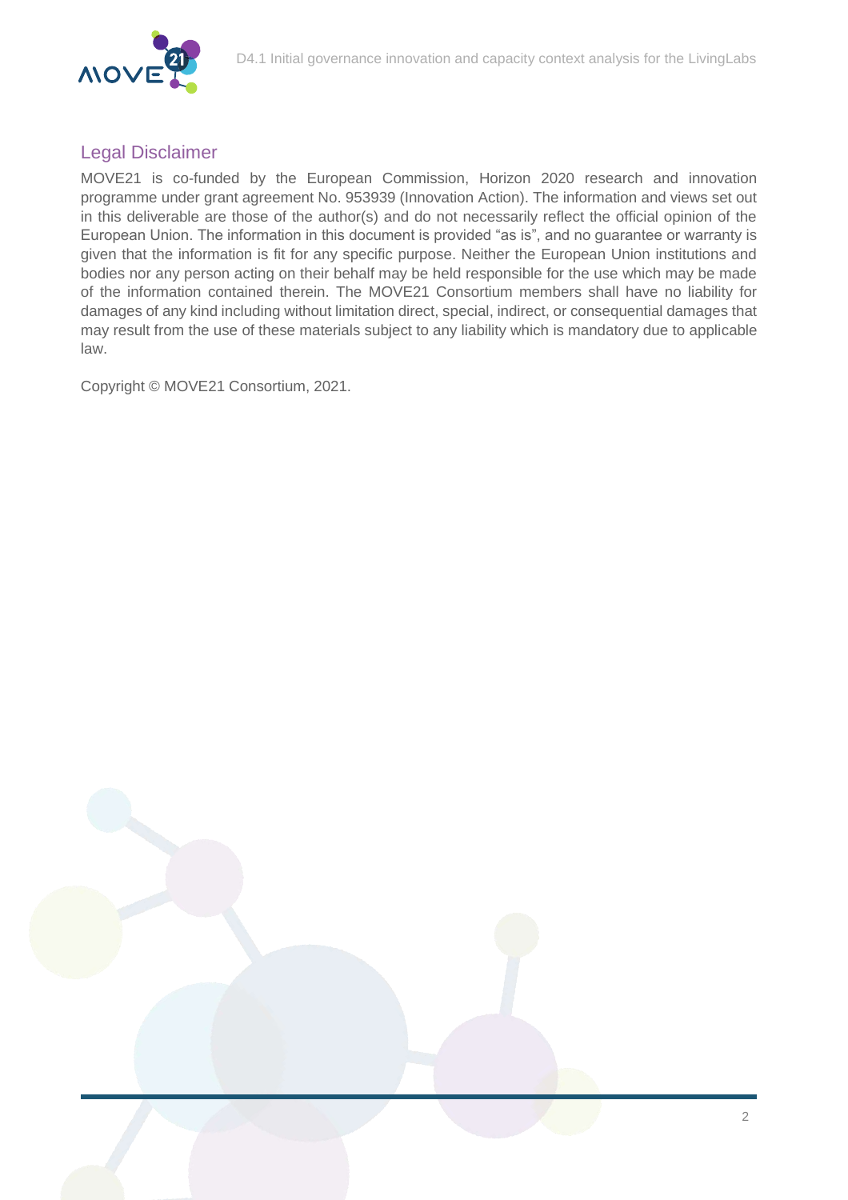## Legal Disclaimer

MOVE21 is co-funded by the European Commission, Horizon 2020 research and innovation programme under grant agreement No. 953939 (Innovation Action). The information and views set out in this deliverable are those of the author(s) and do not necessarily reflect the official opinion of the European Union. The information in this document is provided "as is", and no guarantee or warranty is given that the information is fit for any specific purpose. Neither the European Union institutions and bodies nor any person acting on their behalf may be held responsible for the use which may be made of the information contained therein. The MOVE21 Consortium members shall have no liability for damages of any kind including without limitation direct, special, indirect, or consequential damages that may result from the use of these materials subject to any liability which is mandatory due to applicable law.

Copyright © MOVE21 Consortium, 2021.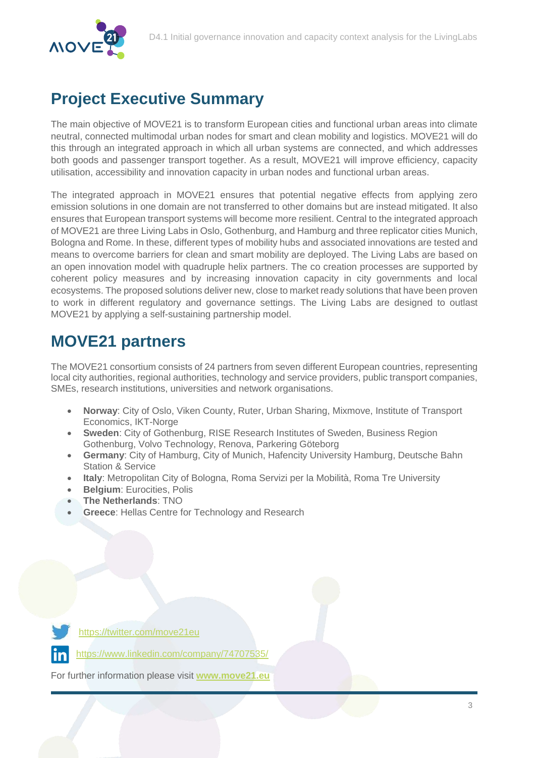# Project Executive Summary

The main objective of MOVE21 is to transform European cities and functional urban areas into climate neutral, connected multimodal urban nodes for smart and clean mobility and logistics. MOVE21 will do this through an integrated approach in which all urban systems are connected, and which addresses both goods and passenger transport together. As a result, MOVE21 will improve efficiency, capacity utilisation, accessibility and innovation capacity in urban nodes and functional urban areas.

The integrated approach in MOVE21 ensures that potential negative effects from applying zero emission solutions in one domain are not transferred to other domains but are instead mitigated. It also ensures that European transport systems will become more resilient. Central to the integrated approach of MOVE21 are three Living Labs in Oslo, Gothenburg, and Hamburg and three replicator cities Munich, Bologna and Rome. In these, different types of mobility hubs and associated innovations are tested and means to overcome barriers for clean and smart mobility are deployed. The Living Labs are based on an open innovation model with quadruple helix partners. The co creation processes are supported by coherent policy measures and by increasing innovation capacity in city governments and local ecosystems. The proposed solutions deliver new, close to market ready solutions that have been proven to work in different regulatory and governance settings. The Living Labs are designed to outlast MOVE21 by applying a self-sustaining partnership model.

# MOVE21 partners

The MOVE21 consortium consists of 24 partners from seven different European countries, representing local city authorities, regional authorities, technology and service providers, public transport companies, SMEs, research institutions, universities and network organisations.

- **Norway**: City of Oslo, Viken County, Ruter, Urban Sharing, Mixmove, Institute of Transport Economics, IKT-Norge
- **Sweden**: City of Gothenburg, RISE Research Institutes of Sweden, Business Region Gothenburg, Volvo Technology, Renova, Parkering Göteborg
- **Germany**: City of Hamburg, City of Munich, Hafencity University Hamburg, Deutsche Bahn Station & Service
- **Italy**: Metropolitan City of Bologna, Roma Servizi per la Mobilità, Roma Tre University
- **Belgium**: Eurocities, Polis
- **The Netherlands**: TNO
- **Greece**: Hellas Centre for Technology and Research

https://twitter.com/move21eu

https://www.linkedin.com/company/74707535/

For further information please visit **www.move21.eu**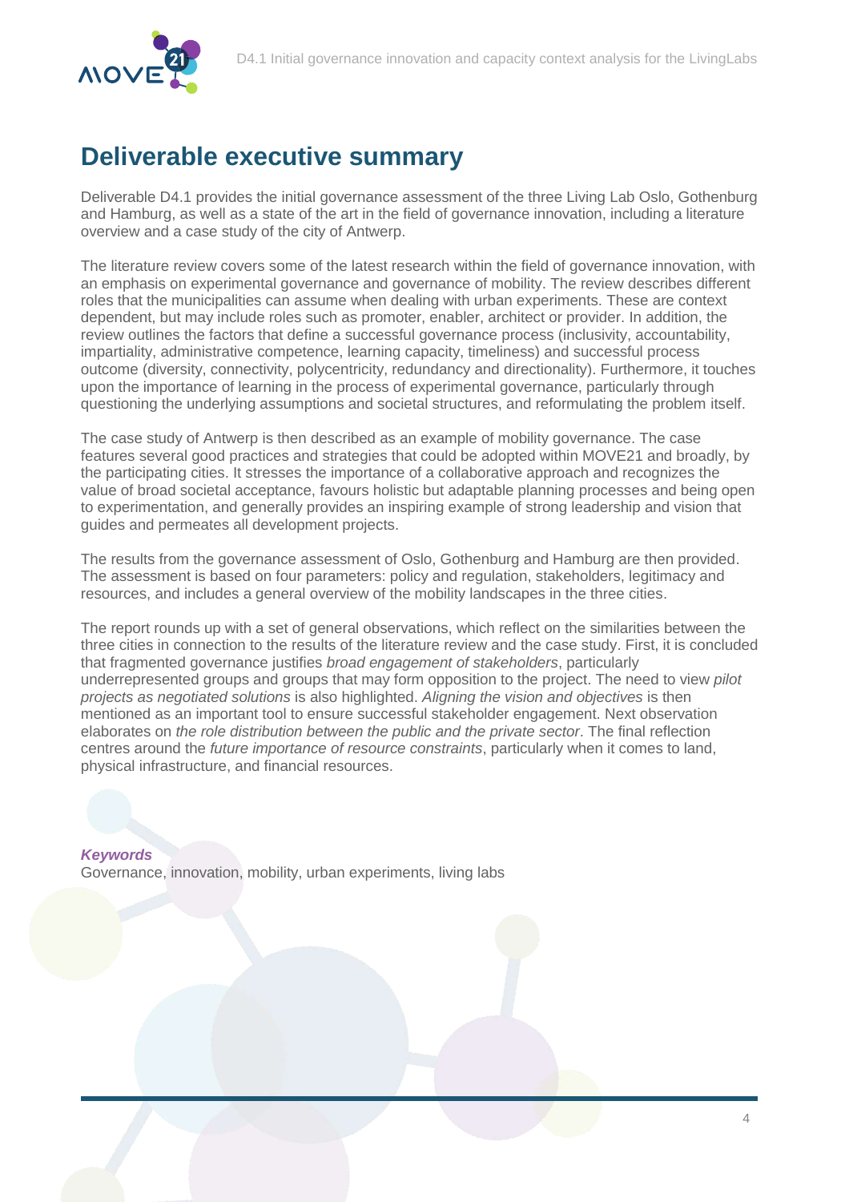# Deliverable executive summary

Deliverable D4.1 provides the initial governance assessment of the three Living Lab Oslo, Gothenburg and Hamburg, as well as a state of the art in the field of governance innovation, including a literature overview and a case study of the city of Antwerp.

The literature review covers some of the latest research within the field of governance innovation, with an emphasis on experimental governance and governance of mobility. The review describes different roles that the municipalities can assume when dealing with urban experiments. These are context dependent, but may include roles such as promoter, enabler, architect or provider. In addition, the review outlines the factors that define a successful governance process (inclusivity, accountability, impartiality, administrative competence, learning capacity, timeliness) and successful process outcome (diversity, connectivity, polycentricity, redundancy and directionality). Furthermore, it touches upon the importance of learning in the process of experimental governance, particularly through questioning the underlying assumptions and societal structures, and reformulating the problem itself.

The case study of Antwerp is then described as an example of mobility governance. The case features several good practices and strategies that could be adopted within MOVE21 and broadly, by the participating cities. It stresses the importance of a collaborative approach and recognizes the value of broad societal acceptance, favours holistic but adaptable planning processes and being open to experimentation, and generally provides an inspiring example of strong leadership and vision that guides and permeates all development projects.

The results from the governance assessment of Oslo, Gothenburg and Hamburg are then provided. The assessment is based on four parameters: policy and regulation, stakeholders, legitimacy and resources, and includes a general overview of the mobility landscapes in the three cities.

The report rounds up with a set of general observations, which reflect on the similarities between the three cities in connection to the results of the literature review and the case study. First, it is concluded that fragmented governance justifies *broad engagement of stakeholders*, particularly underrepresented groups and groups that may form opposition to the project. The need to view *pilot projects as negotiated solutions* is also highlighted. *Aligning the vision and objectives* is then mentioned as an important tool to ensure successful stakeholder engagement. Next observation elaborates on *the role distribution between the public and the private sector*. The final reflection centres around the *future importance of resource constraints*, particularly when it comes to land, physical infrastructure, and financial resources.

***Keywords***
Governance, innovation, mobility, urban experiments, living labs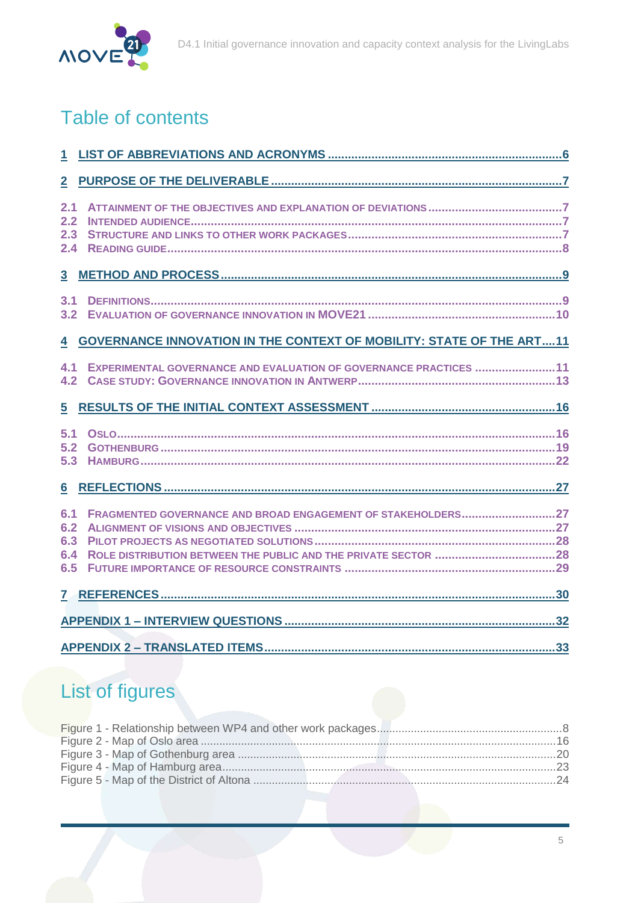# Table of contents

1 LIST OF ABBREVIATIONS AND ACRONYMS .....6

2 PURPOSE OF THE DELIVERABLE .....7

2.1 ATTAINMENT OF THE OBJECTIVES AND EXPLANATION OF DEVIATIONS .....7
2.2 INTENDED AUDIENCE .....7
2.3 STRUCTURE AND LINKS TO OTHER WORK PACKAGES .....7
2.4 READING GUIDE .....8

3 METHOD AND PROCESS .....9

3.1 DEFINITIONS .....9
3.2 EVALUATION OF GOVERNANCE INNOVATION IN MOVE21 .....10

4 GOVERNANCE INNOVATION IN THE CONTEXT OF MOBILITY: STATE OF THE ART .....11

4.1 EXPERIMENTAL GOVERNANCE AND EVALUATION OF GOVERNANCE PRACTICES .....11
4.2 CASE STUDY: GOVERNANCE INNOVATION IN ANTWERP .....13

5 RESULTS OF THE INITIAL CONTEXT ASSESSMENT .....16

5.1 OSLO .....16
5.2 GOTHENBURG .....19
5.3 HAMBURG .....22

6 REFLECTIONS .....27

6.1 FRAGMENTED GOVERNANCE AND BROAD ENGAGEMENT OF STAKEHOLDERS .....27
6.2 ALIGNMENT OF VISIONS AND OBJECTIVES .....27
6.3 PILOT PROJECTS AS NEGOTIATED SOLUTIONS .....28
6.4 ROLE DISTRIBUTION BETWEEN THE PUBLIC AND THE PRIVATE SECTOR .....28
6.5 FUTURE IMPORTANCE OF RESOURCE CONSTRAINTS .....29

7 REFERENCES .....30

APPENDIX 1 – INTERVIEW QUESTIONS .....32

APPENDIX 2 – TRANSLATED ITEMS .....33

# List of figures

Figure 1 - Relationship between WP4 and other work packages .....8
Figure 2 - Map of Oslo area .....16
Figure 3 - Map of Gothenburg area .....20
Figure 4 - Map of Hamburg area .....23
Figure 5 - Map of the District of Altona .....24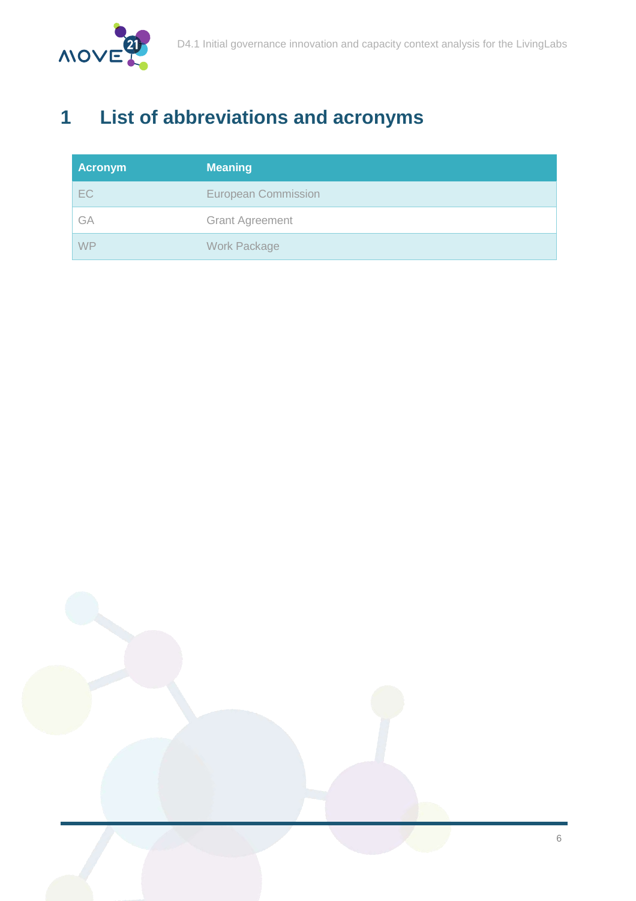# 1 List of abbreviations and acronyms

| Acronym | Meaning |
|---|---|
| EC | European Commission |
| GA | Grant Agreement |
| WP | Work Package |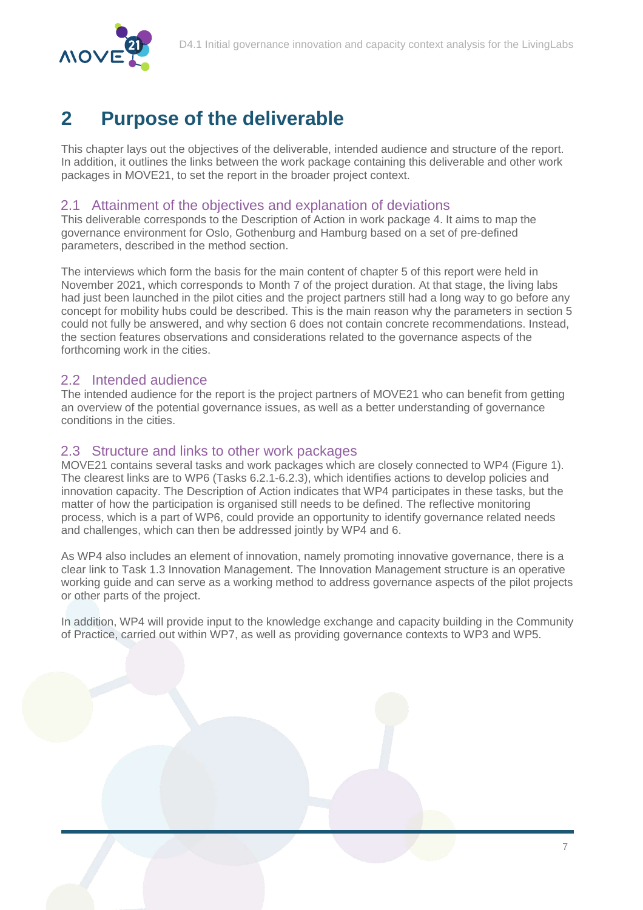# 2 Purpose of the deliverable

This chapter lays out the objectives of the deliverable, intended audience and structure of the report. In addition, it outlines the links between the work package containing this deliverable and other work packages in MOVE21, to set the report in the broader project context.

## 2.1 Attainment of the objectives and explanation of deviations

This deliverable corresponds to the Description of Action in work package 4. It aims to map the governance environment for Oslo, Gothenburg and Hamburg based on a set of pre-defined parameters, described in the method section.

The interviews which form the basis for the main content of chapter 5 of this report were held in November 2021, which corresponds to Month 7 of the project duration. At that stage, the living labs had just been launched in the pilot cities and the project partners still had a long way to go before any concept for mobility hubs could be described. This is the main reason why the parameters in section 5 could not fully be answered, and why section 6 does not contain concrete recommendations. Instead, the section features observations and considerations related to the governance aspects of the forthcoming work in the cities.

## 2.2 Intended audience

The intended audience for the report is the project partners of MOVE21 who can benefit from getting an overview of the potential governance issues, as well as a better understanding of governance conditions in the cities.

## 2.3 Structure and links to other work packages

MOVE21 contains several tasks and work packages which are closely connected to WP4 (Figure 1). The clearest links are to WP6 (Tasks 6.2.1-6.2.3), which identifies actions to develop policies and innovation capacity. The Description of Action indicates that WP4 participates in these tasks, but the matter of how the participation is organised still needs to be defined. The reflective monitoring process, which is a part of WP6, could provide an opportunity to identify governance related needs and challenges, which can then be addressed jointly by WP4 and 6.

As WP4 also includes an element of innovation, namely promoting innovative governance, there is a clear link to Task 1.3 Innovation Management. The Innovation Management structure is an operative working guide and can serve as a working method to address governance aspects of the pilot projects or other parts of the project.

In addition, WP4 will provide input to the knowledge exchange and capacity building in the Community of Practice, carried out within WP7, as well as providing governance contexts to WP3 and WP5.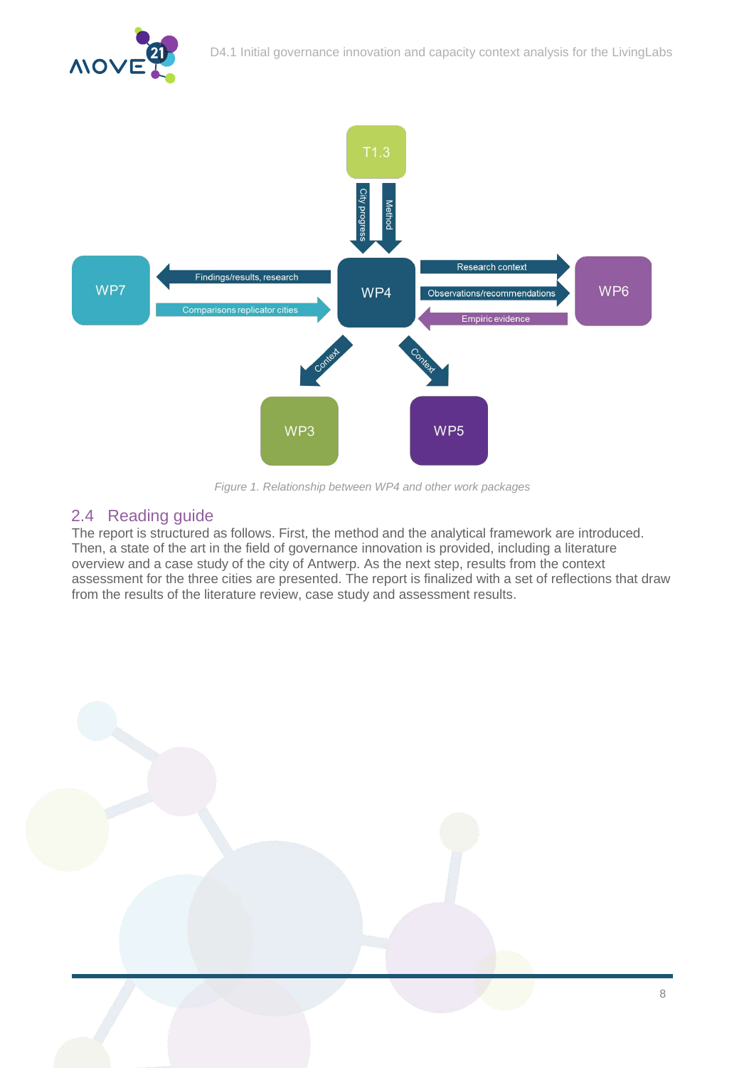Figure 1. Relationship between WP4 and other work packages

## 2.4 Reading guide

The report is structured as follows. First, the method and the analytical framework are introduced. Then, a state of the art in the field of governance innovation is provided, including a literature overview and a case study of the city of Antwerp. As the next step, results from the context assessment for the three cities are presented. The report is finalized with a set of reflections that draw from the results of the literature review, case study and assessment results.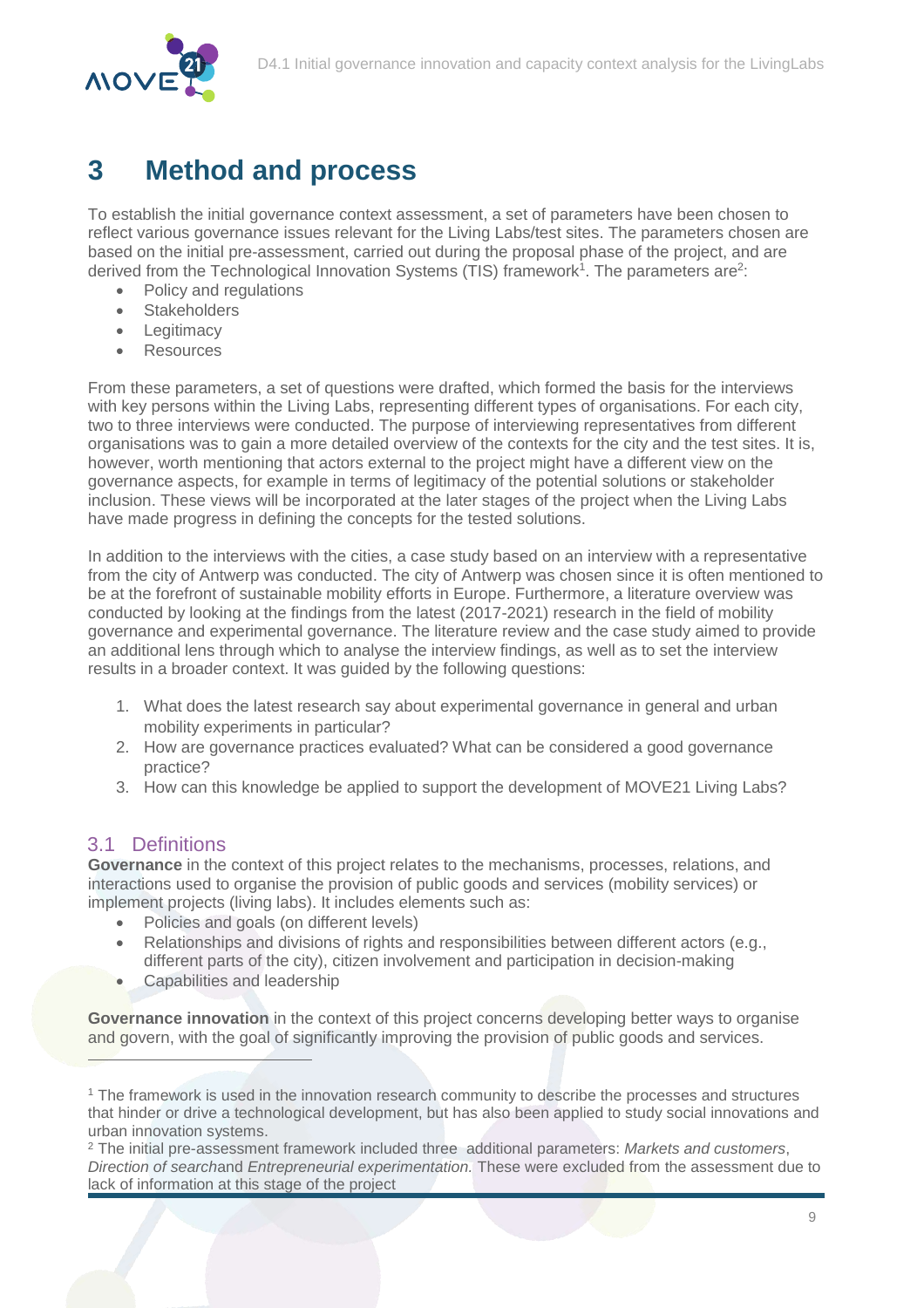# 3 Method and process

To establish the initial governance context assessment, a set of parameters have been chosen to reflect various governance issues relevant for the Living Labs/test sites. The parameters chosen are based on the initial pre-assessment, carried out during the proposal phase of the project, and are derived from the Technological Innovation Systems (TIS) framework[1]. The parameters are[2]:

- Policy and regulations
- Stakeholders
- Legitimacy
- Resources

From these parameters, a set of questions were drafted, which formed the basis for the interviews with key persons within the Living Labs, representing different types of organisations. For each city, two to three interviews were conducted. The purpose of interviewing representatives from different organisations was to gain a more detailed overview of the contexts for the city and the test sites. It is, however, worth mentioning that actors external to the project might have a different view on the governance aspects, for example in terms of legitimacy of the potential solutions or stakeholder inclusion. These views will be incorporated at the later stages of the project when the Living Labs have made progress in defining the concepts for the tested solutions.

In addition to the interviews with the cities, a case study based on an interview with a representative from the city of Antwerp was conducted. The city of Antwerp was chosen since it is often mentioned to be at the forefront of sustainable mobility efforts in Europe. Furthermore, a literature overview was conducted by looking at the findings from the latest (2017-2021) research in the field of mobility governance and experimental governance. The literature review and the case study aimed to provide an additional lens through which to analyse the interview findings, as well as to set the interview results in a broader context. It was guided by the following questions:

1. What does the latest research say about experimental governance in general and urban mobility experiments in particular?
2. How are governance practices evaluated? What can be considered a good governance practice?
3. How can this knowledge be applied to support the development of MOVE21 Living Labs?

## 3.1 Definitions

**Governance** in the context of this project relates to the mechanisms, processes, relations, and interactions used to organise the provision of public goods and services (mobility services) or implement projects (living labs). It includes elements such as:

- Policies and goals (on different levels)
- Relationships and divisions of rights and responsibilities between different actors (e.g., different parts of the city), citizen involvement and participation in decision-making
- Capabilities and leadership

**Governance innovation** in the context of this project concerns developing better ways to organise and govern, with the goal of significantly improving the provision of public goods and services.

---

[1] The framework is used in the innovation research community to describe the processes and structures that hinder or drive a technological development, but has also been applied to study social innovations and urban innovation systems.

[2] The initial pre-assessment framework included three additional parameters: *Markets and customers*, *Direction of search*and *Entrepreneurial experimentation.* These were excluded from the assessment due to lack of information at this stage of the project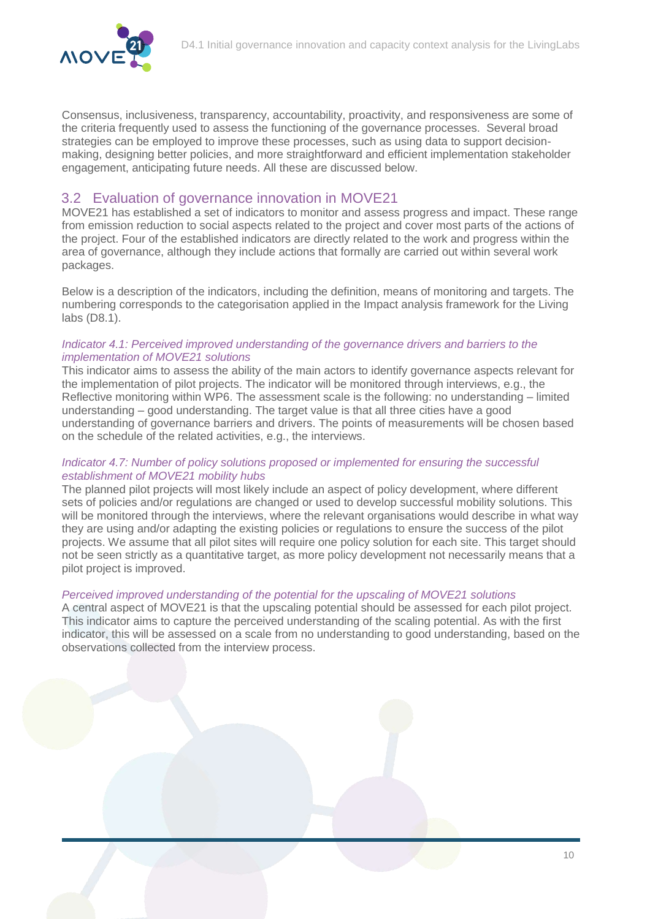Consensus, inclusiveness, transparency, accountability, proactivity, and responsiveness are some of the criteria frequently used to assess the functioning of the governance processes. Several broad strategies can be employed to improve these processes, such as using data to support decision-making, designing better policies, and more straightforward and efficient implementation stakeholder engagement, anticipating future needs. All these are discussed below.

## 3.2 Evaluation of governance innovation in MOVE21

MOVE21 has established a set of indicators to monitor and assess progress and impact. These range from emission reduction to social aspects related to the project and cover most parts of the actions of the project. Four of the established indicators are directly related to the work and progress within the area of governance, although they include actions that formally are carried out within several work packages.

Below is a description of the indicators, including the definition, means of monitoring and targets. The numbering corresponds to the categorisation applied in the Impact analysis framework for the Living labs (D8.1).

*Indicator 4.1: Perceived improved understanding of the governance drivers and barriers to the implementation of MOVE21 solutions*

This indicator aims to assess the ability of the main actors to identify governance aspects relevant for the implementation of pilot projects. The indicator will be monitored through interviews, e.g., the Reflective monitoring within WP6. The assessment scale is the following: no understanding – limited understanding – good understanding. The target value is that all three cities have a good understanding of governance barriers and drivers. The points of measurements will be chosen based on the schedule of the related activities, e.g., the interviews.

*Indicator 4.7: Number of policy solutions proposed or implemented for ensuring the successful establishment of MOVE21 mobility hubs*

The planned pilot projects will most likely include an aspect of policy development, where different sets of policies and/or regulations are changed or used to develop successful mobility solutions. This will be monitored through the interviews, where the relevant organisations would describe in what way they are using and/or adapting the existing policies or regulations to ensure the success of the pilot projects. We assume that all pilot sites will require one policy solution for each site. This target should not be seen strictly as a quantitative target, as more policy development not necessarily means that a pilot project is improved.

*Perceived improved understanding of the potential for the upscaling of MOVE21 solutions*

A central aspect of MOVE21 is that the upscaling potential should be assessed for each pilot project. This indicator aims to capture the perceived understanding of the scaling potential. As with the first indicator, this will be assessed on a scale from no understanding to good understanding, based on the observations collected from the interview process.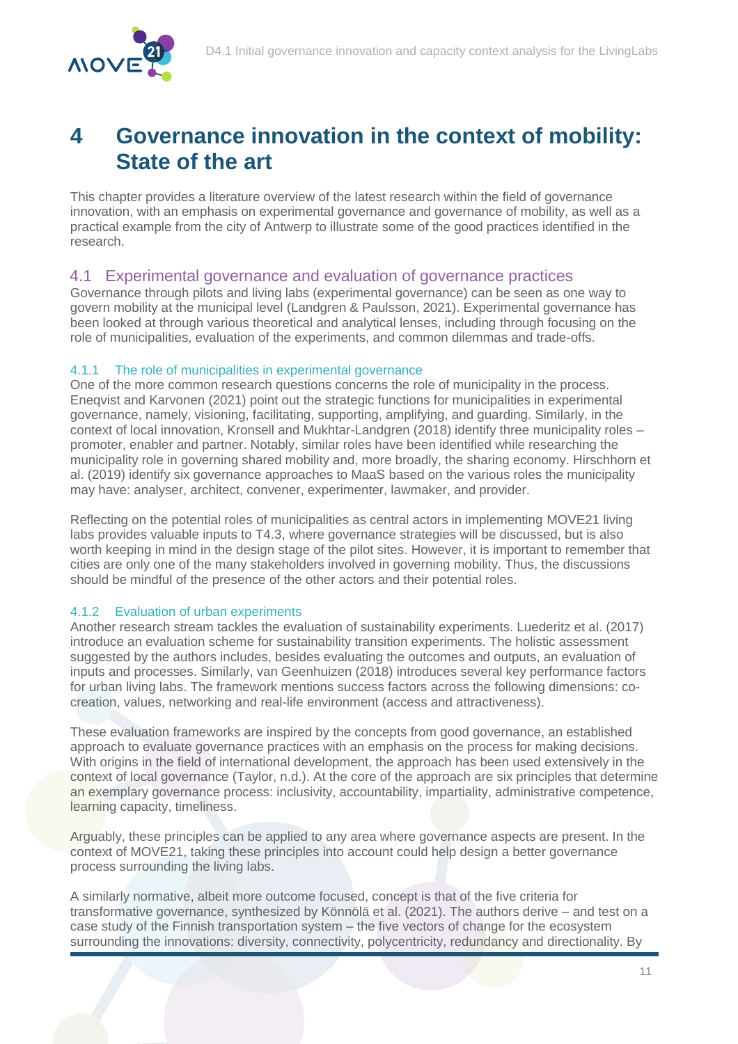# 4 Governance innovation in the context of mobility: State of the art

This chapter provides a literature overview of the latest research within the field of governance innovation, with an emphasis on experimental governance and governance of mobility, as well as a practical example from the city of Antwerp to illustrate some of the good practices identified in the research.

## 4.1 Experimental governance and evaluation of governance practices

Governance through pilots and living labs (experimental governance) can be seen as one way to govern mobility at the municipal level (Landgren & Paulsson, 2021). Experimental governance has been looked at through various theoretical and analytical lenses, including through focusing on the role of municipalities, evaluation of the experiments, and common dilemmas and trade-offs.

### 4.1.1 The role of municipalities in experimental governance

One of the more common research questions concerns the role of municipality in the process. Eneqvist and Karvonen (2021) point out the strategic functions for municipalities in experimental governance, namely, visioning, facilitating, supporting, amplifying, and guarding. Similarly, in the context of local innovation, Kronsell and Mukhtar-Landgren (2018) identify three municipality roles – promoter, enabler and partner. Notably, similar roles have been identified while researching the municipality role in governing shared mobility and, more broadly, the sharing economy. Hirschhorn et al. (2019) identify six governance approaches to MaaS based on the various roles the municipality may have: analyser, architect, convener, experimenter, lawmaker, and provider.

Reflecting on the potential roles of municipalities as central actors in implementing MOVE21 living labs provides valuable inputs to T4.3, where governance strategies will be discussed, but is also worth keeping in mind in the design stage of the pilot sites. However, it is important to remember that cities are only one of the many stakeholders involved in governing mobility. Thus, the discussions should be mindful of the presence of the other actors and their potential roles.

### 4.1.2 Evaluation of urban experiments

Another research stream tackles the evaluation of sustainability experiments. Luederitz et al. (2017) introduce an evaluation scheme for sustainability transition experiments. The holistic assessment suggested by the authors includes, besides evaluating the outcomes and outputs, an evaluation of inputs and processes. Similarly, van Geenhuizen (2018) introduces several key performance factors for urban living labs. The framework mentions success factors across the following dimensions: co-creation, values, networking and real-life environment (access and attractiveness).

These evaluation frameworks are inspired by the concepts from good governance, an established approach to evaluate governance practices with an emphasis on the process for making decisions. With origins in the field of international development, the approach has been used extensively in the context of local governance (Taylor, n.d.). At the core of the approach are six principles that determine an exemplary governance process: inclusivity, accountability, impartiality, administrative competence, learning capacity, timeliness.

Arguably, these principles can be applied to any area where governance aspects are present. In the context of MOVE21, taking these principles into account could help design a better governance process surrounding the living labs.

A similarly normative, albeit more outcome focused, concept is that of the five criteria for transformative governance, synthesized by Könnölä et al. (2021). The authors derive – and test on a case study of the Finnish transportation system – the five vectors of change for the ecosystem surrounding the innovations: diversity, connectivity, polycentricity, redundancy and directionality. By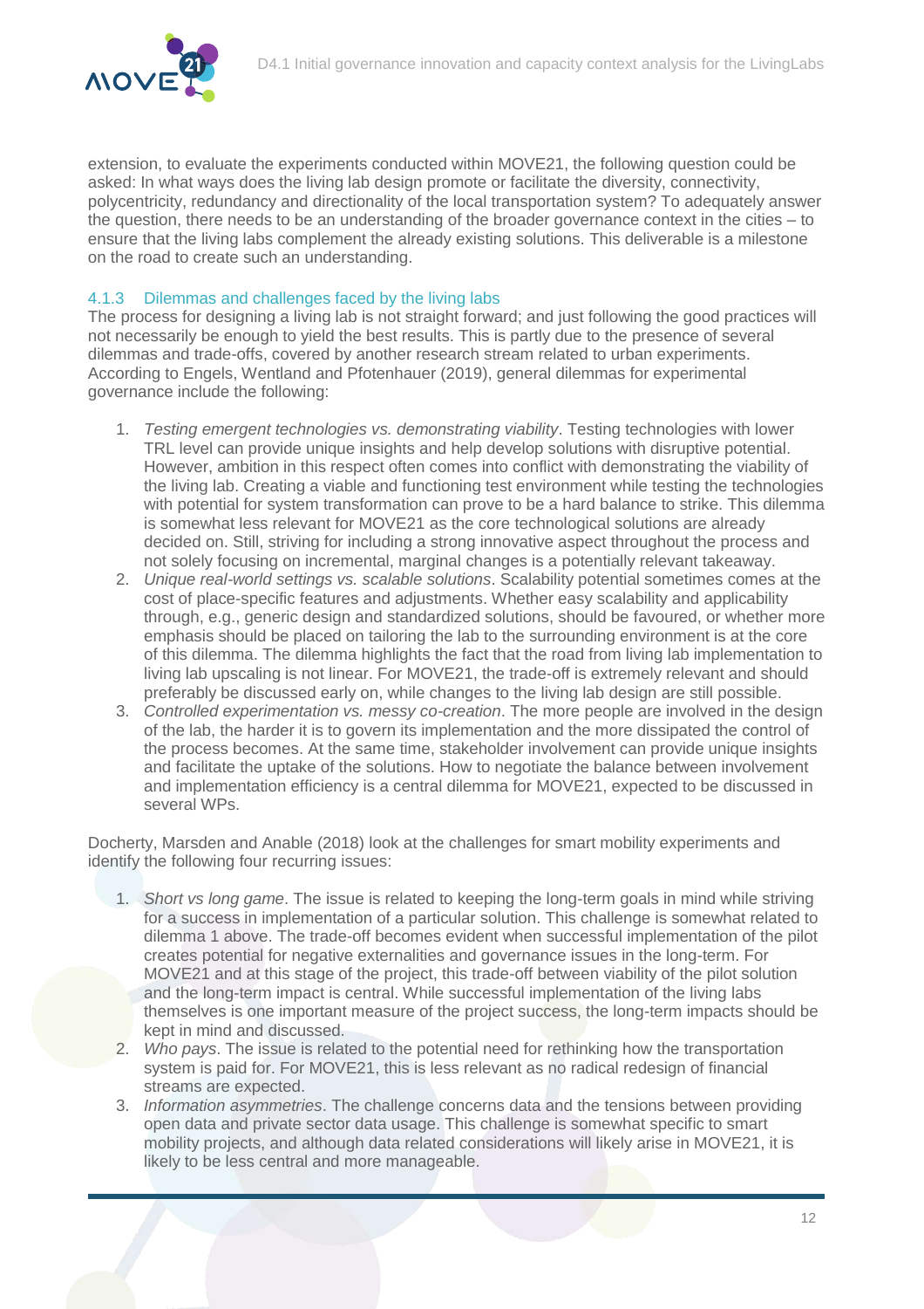extension, to evaluate the experiments conducted within MOVE21, the following question could be asked: In what ways does the living lab design promote or facilitate the diversity, connectivity, polycentricity, redundancy and directionality of the local transportation system? To adequately answer the question, there needs to be an understanding of the broader governance context in the cities – to ensure that the living labs complement the already existing solutions. This deliverable is a milestone on the road to create such an understanding.

### 4.1.3 Dilemmas and challenges faced by the living labs

The process for designing a living lab is not straight forward; and just following the good practices will not necessarily be enough to yield the best results. This is partly due to the presence of several dilemmas and trade-offs, covered by another research stream related to urban experiments. According to Engels, Wentland and Pfotenhauer (2019), general dilemmas for experimental governance include the following:

1. *Testing emergent technologies vs. demonstrating viability*. Testing technologies with lower TRL level can provide unique insights and help develop solutions with disruptive potential. However, ambition in this respect often comes into conflict with demonstrating the viability of the living lab. Creating a viable and functioning test environment while testing the technologies with potential for system transformation can prove to be a hard balance to strike. This dilemma is somewhat less relevant for MOVE21 as the core technological solutions are already decided on. Still, striving for including a strong innovative aspect throughout the process and not solely focusing on incremental, marginal changes is a potentially relevant takeaway.
2. *Unique real-world settings vs. scalable solutions*. Scalability potential sometimes comes at the cost of place-specific features and adjustments. Whether easy scalability and applicability through, e.g., generic design and standardized solutions, should be favoured, or whether more emphasis should be placed on tailoring the lab to the surrounding environment is at the core of this dilemma. The dilemma highlights the fact that the road from living lab implementation to living lab upscaling is not linear. For MOVE21, the trade-off is extremely relevant and should preferably be discussed early on, while changes to the living lab design are still possible.
3. *Controlled experimentation vs. messy co-creation*. The more people are involved in the design of the lab, the harder it is to govern its implementation and the more dissipated the control of the process becomes. At the same time, stakeholder involvement can provide unique insights and facilitate the uptake of the solutions. How to negotiate the balance between involvement and implementation efficiency is a central dilemma for MOVE21, expected to be discussed in several WPs.

Docherty, Marsden and Anable (2018) look at the challenges for smart mobility experiments and identify the following four recurring issues:

1. *Short vs long game*. The issue is related to keeping the long-term goals in mind while striving for a success in implementation of a particular solution. This challenge is somewhat related to dilemma 1 above. The trade-off becomes evident when successful implementation of the pilot creates potential for negative externalities and governance issues in the long-term. For MOVE21 and at this stage of the project, this trade-off between viability of the pilot solution and the long-term impact is central. While successful implementation of the living labs themselves is one important measure of the project success, the long-term impacts should be kept in mind and discussed.
2. *Who pays*. The issue is related to the potential need for rethinking how the transportation system is paid for. For MOVE21, this is less relevant as no radical redesign of financial streams are expected.
3. *Information asymmetries*. The challenge concerns data and the tensions between providing open data and private sector data usage. This challenge is somewhat specific to smart mobility projects, and although data related considerations will likely arise in MOVE21, it is likely to be less central and more manageable.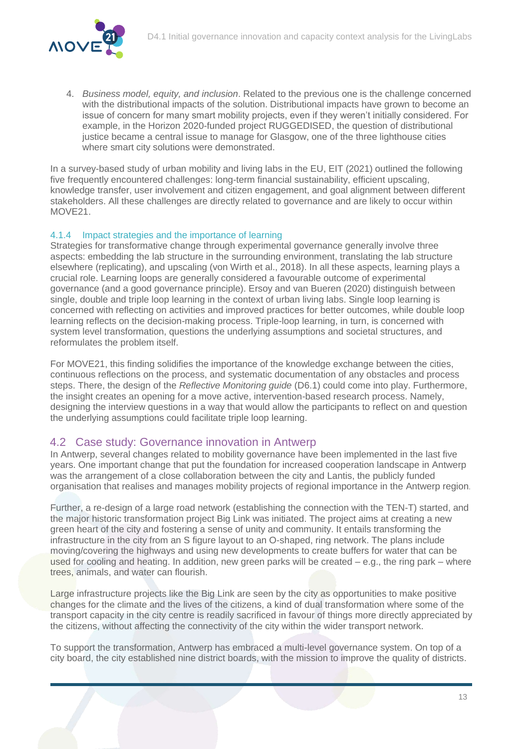4. *Business model, equity, and inclusion*. Related to the previous one is the challenge concerned with the distributional impacts of the solution. Distributional impacts have grown to become an issue of concern for many smart mobility projects, even if they weren't initially considered. For example, in the Horizon 2020-funded project RUGGEDISED, the question of distributional justice became a central issue to manage for Glasgow, one of the three lighthouse cities where smart city solutions were demonstrated.

In a survey-based study of urban mobility and living labs in the EU, EIT (2021) outlined the following five frequently encountered challenges: long-term financial sustainability, efficient upscaling, knowledge transfer, user involvement and citizen engagement, and goal alignment between different stakeholders. All these challenges are directly related to governance and are likely to occur within MOVE21.

### 4.1.4 Impact strategies and the importance of learning

Strategies for transformative change through experimental governance generally involve three aspects: embedding the lab structure in the surrounding environment, translating the lab structure elsewhere (replicating), and upscaling (von Wirth et al., 2018). In all these aspects, learning plays a crucial role. Learning loops are generally considered a favourable outcome of experimental governance (and a good governance principle). Ersoy and van Bueren (2020) distinguish between single, double and triple loop learning in the context of urban living labs. Single loop learning is concerned with reflecting on activities and improved practices for better outcomes, while double loop learning reflects on the decision-making process. Triple-loop learning, in turn, is concerned with system level transformation, questions the underlying assumptions and societal structures, and reformulates the problem itself.

For MOVE21, this finding solidifies the importance of the knowledge exchange between the cities, continuous reflections on the process, and systematic documentation of any obstacles and process steps. There, the design of the *Reflective Monitoring guide* (D6.1) could come into play. Furthermore, the insight creates an opening for a move active, intervention-based research process. Namely, designing the interview questions in a way that would allow the participants to reflect on and question the underlying assumptions could facilitate triple loop learning.

## 4.2 Case study: Governance innovation in Antwerp

In Antwerp, several changes related to mobility governance have been implemented in the last five years. One important change that put the foundation for increased cooperation landscape in Antwerp was the arrangement of a close collaboration between the city and Lantis, the publicly funded organisation that realises and manages mobility projects of regional importance in the Antwerp region.

Further, a re-design of a large road network (establishing the connection with the TEN-T) started, and the major historic transformation project Big Link was initiated. The project aims at creating a new green heart of the city and fostering a sense of unity and community. It entails transforming the infrastructure in the city from an S figure layout to an O-shaped, ring network. The plans include moving/covering the highways and using new developments to create buffers for water that can be used for cooling and heating. In addition, new green parks will be created – e.g., the ring park – where trees, animals, and water can flourish.

Large infrastructure projects like the Big Link are seen by the city as opportunities to make positive changes for the climate and the lives of the citizens, a kind of dual transformation where some of the transport capacity in the city centre is readily sacrificed in favour of things more directly appreciated by the citizens, without affecting the connectivity of the city within the wider transport network.

To support the transformation, Antwerp has embraced a multi-level governance system. On top of a city board, the city established nine district boards, with the mission to improve the quality of districts.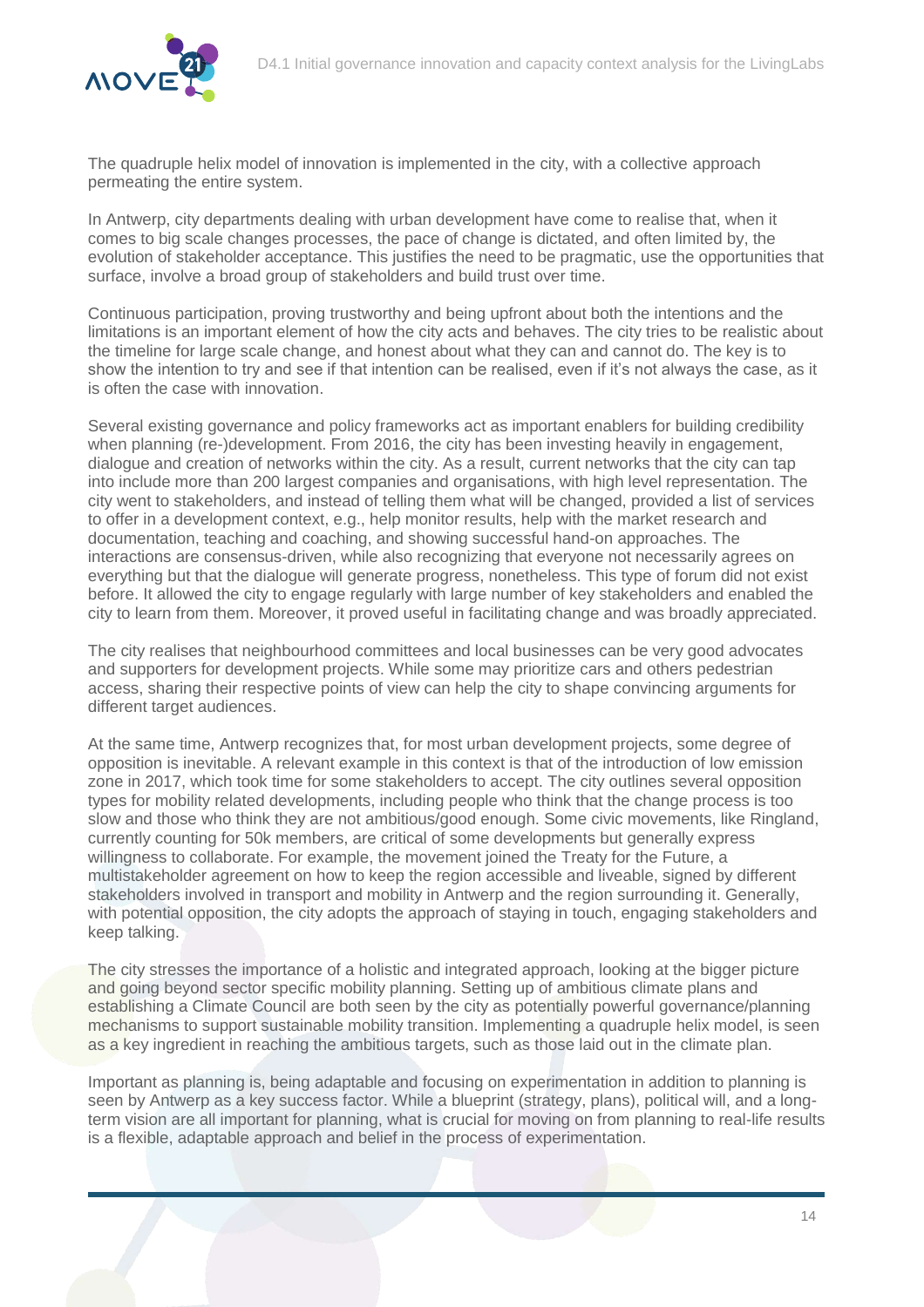The quadruple helix model of innovation is implemented in the city, with a collective approach permeating the entire system.

In Antwerp, city departments dealing with urban development have come to realise that, when it comes to big scale changes processes, the pace of change is dictated, and often limited by, the evolution of stakeholder acceptance. This justifies the need to be pragmatic, use the opportunities that surface, involve a broad group of stakeholders and build trust over time.

Continuous participation, proving trustworthy and being upfront about both the intentions and the limitations is an important element of how the city acts and behaves. The city tries to be realistic about the timeline for large scale change, and honest about what they can and cannot do. The key is to show the intention to try and see if that intention can be realised, even if it's not always the case, as it is often the case with innovation.

Several existing governance and policy frameworks act as important enablers for building credibility when planning (re-)development. From 2016, the city has been investing heavily in engagement, dialogue and creation of networks within the city. As a result, current networks that the city can tap into include more than 200 largest companies and organisations, with high level representation. The city went to stakeholders, and instead of telling them what will be changed, provided a list of services to offer in a development context, e.g., help monitor results, help with the market research and documentation, teaching and coaching, and showing successful hand-on approaches. The interactions are consensus-driven, while also recognizing that everyone not necessarily agrees on everything but that the dialogue will generate progress, nonetheless. This type of forum did not exist before. It allowed the city to engage regularly with large number of key stakeholders and enabled the city to learn from them. Moreover, it proved useful in facilitating change and was broadly appreciated.

The city realises that neighbourhood committees and local businesses can be very good advocates and supporters for development projects. While some may prioritize cars and others pedestrian access, sharing their respective points of view can help the city to shape convincing arguments for different target audiences.

At the same time, Antwerp recognizes that, for most urban development projects, some degree of opposition is inevitable. A relevant example in this context is that of the introduction of low emission zone in 2017, which took time for some stakeholders to accept. The city outlines several opposition types for mobility related developments, including people who think that the change process is too slow and those who think they are not ambitious/good enough. Some civic movements, like Ringland, currently counting for 50k members, are critical of some developments but generally express willingness to collaborate. For example, the movement joined the Treaty for the Future, a multistakeholder agreement on how to keep the region accessible and liveable, signed by different stakeholders involved in transport and mobility in Antwerp and the region surrounding it. Generally, with potential opposition, the city adopts the approach of staying in touch, engaging stakeholders and keep talking.

The city stresses the importance of a holistic and integrated approach, looking at the bigger picture and going beyond sector specific mobility planning. Setting up of ambitious climate plans and establishing a Climate Council are both seen by the city as potentially powerful governance/planning mechanisms to support sustainable mobility transition. Implementing a quadruple helix model, is seen as a key ingredient in reaching the ambitious targets, such as those laid out in the climate plan.

Important as planning is, being adaptable and focusing on experimentation in addition to planning is seen by Antwerp as a key success factor. While a blueprint (strategy, plans), political will, and a long-term vision are all important for planning, what is crucial for moving on from planning to real-life results is a flexible, adaptable approach and belief in the process of experimentation.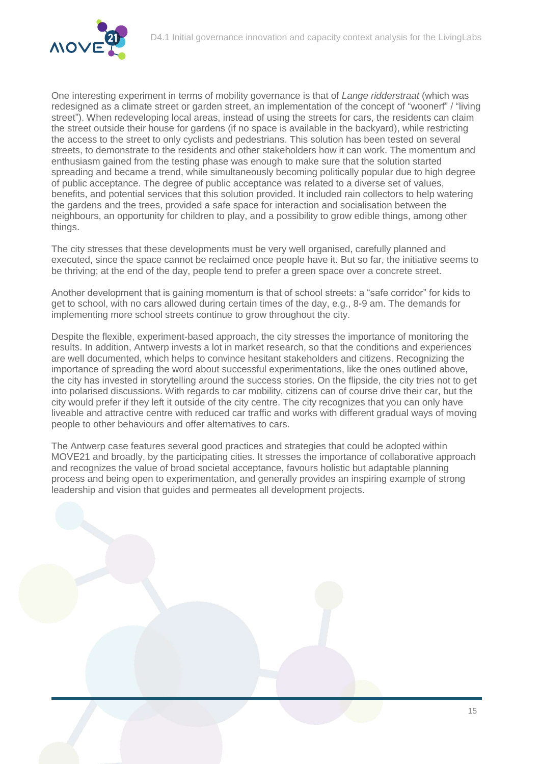One interesting experiment in terms of mobility governance is that of *Lange ridderstraat* (which was redesigned as a climate street or garden street, an implementation of the concept of "woonerf" / "living street"). When redeveloping local areas, instead of using the streets for cars, the residents can claim the street outside their house for gardens (if no space is available in the backyard), while restricting the access to the street to only cyclists and pedestrians. This solution has been tested on several streets, to demonstrate to the residents and other stakeholders how it can work. The momentum and enthusiasm gained from the testing phase was enough to make sure that the solution started spreading and became a trend, while simultaneously becoming politically popular due to high degree of public acceptance. The degree of public acceptance was related to a diverse set of values, benefits, and potential services that this solution provided. It included rain collectors to help watering the gardens and the trees, provided a safe space for interaction and socialisation between the neighbours, an opportunity for children to play, and a possibility to grow edible things, among other things.

The city stresses that these developments must be very well organised, carefully planned and executed, since the space cannot be reclaimed once people have it. But so far, the initiative seems to be thriving; at the end of the day, people tend to prefer a green space over a concrete street.

Another development that is gaining momentum is that of school streets: a "safe corridor" for kids to get to school, with no cars allowed during certain times of the day, e.g., 8-9 am. The demands for implementing more school streets continue to grow throughout the city.

Despite the flexible, experiment-based approach, the city stresses the importance of monitoring the results. In addition, Antwerp invests a lot in market research, so that the conditions and experiences are well documented, which helps to convince hesitant stakeholders and citizens. Recognizing the importance of spreading the word about successful experimentations, like the ones outlined above, the city has invested in storytelling around the success stories. On the flipside, the city tries not to get into polarised discussions. With regards to car mobility, citizens can of course drive their car, but the city would prefer if they left it outside of the city centre. The city recognizes that you can only have liveable and attractive centre with reduced car traffic and works with different gradual ways of moving people to other behaviours and offer alternatives to cars.

The Antwerp case features several good practices and strategies that could be adopted within MOVE21 and broadly, by the participating cities. It stresses the importance of collaborative approach and recognizes the value of broad societal acceptance, favours holistic but adaptable planning process and being open to experimentation, and generally provides an inspiring example of strong leadership and vision that guides and permeates all development projects.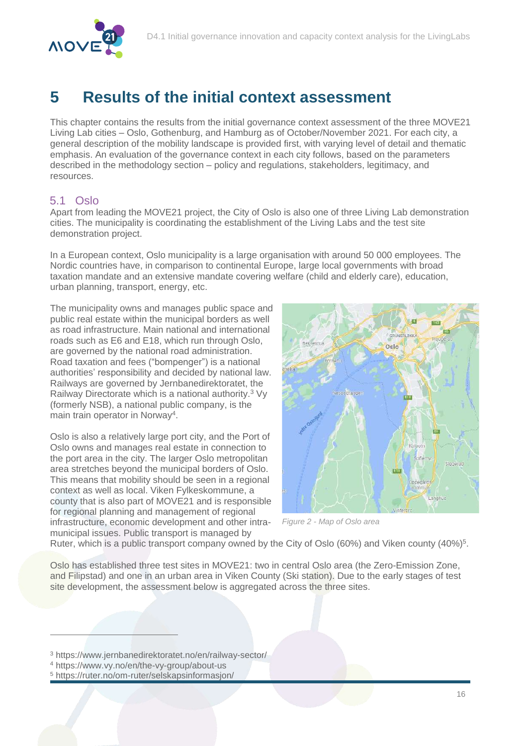# 5 Results of the initial context assessment

This chapter contains the results from the initial governance context assessment of the three MOVE21 Living Lab cities – Oslo, Gothenburg, and Hamburg as of October/November 2021. For each city, a general description of the mobility landscape is provided first, with varying level of detail and thematic emphasis. An evaluation of the governance context in each city follows, based on the parameters described in the methodology section – policy and regulations, stakeholders, legitimacy, and resources.

## 5.1 Oslo

Apart from leading the MOVE21 project, the City of Oslo is also one of three Living Lab demonstration cities. The municipality is coordinating the establishment of the Living Labs and the test site demonstration project.

In a European context, Oslo municipality is a large organisation with around 50 000 employees. The Nordic countries have, in comparison to continental Europe, large local governments with broad taxation mandate and an extensive mandate covering welfare (child and elderly care), education, urban planning, transport, energy, etc.

The municipality owns and manages public space and public real estate within the municipal borders as well as road infrastructure. Main national and international roads such as E6 and E18, which run through Oslo, are governed by the national road administration. Road taxation and fees ("bompenger") is a national authorities' responsibility and decided by national law. Railways are governed by Jernbanedirektoratet, the Railway Directorate which is a national authority.[3] Vy (formerly NSB), a national public company, is the main train operator in Norway[4].

Oslo is also a relatively large port city, and the Port of Oslo owns and manages real estate in connection to the port area in the city. The larger Oslo metropolitan area stretches beyond the municipal borders of Oslo. This means that mobility should be seen in a regional context as well as local. Viken Fylkeskommune, a county that is also part of MOVE21 and is responsible for regional planning and management of regional infrastructure, economic development and other intra-municipal issues. Public transport is managed by Ruter, which is a public transport company owned by the City of Oslo (60%) and Viken county (40%)[5].

*Figure 2 - Map of Oslo area*

Oslo has established three test sites in MOVE21: two in central Oslo area (the Zero-Emission Zone, and Filipstad) and one in an urban area in Viken County (Ski station). Due to the early stages of test site development, the assessment below is aggregated across the three sites.

---

[3] https://www.jernbanedirektoratet.no/en/railway-sector/

[4] https://www.vy.no/en/the-vy-group/about-us

[5] https://ruter.no/om-ruter/selskapsinformasjon/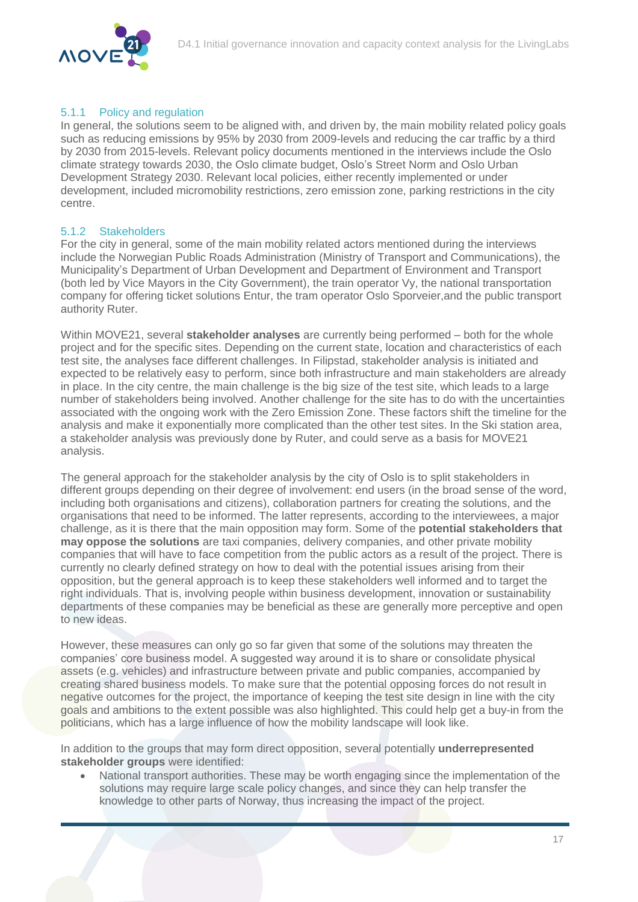### 5.1.1 Policy and regulation

In general, the solutions seem to be aligned with, and driven by, the main mobility related policy goals such as reducing emissions by 95% by 2030 from 2009-levels and reducing the car traffic by a third by 2030 from 2015-levels. Relevant policy documents mentioned in the interviews include the Oslo climate strategy towards 2030, the Oslo climate budget, Oslo's Street Norm and Oslo Urban Development Strategy 2030. Relevant local policies, either recently implemented or under development, included micromobility restrictions, zero emission zone, parking restrictions in the city centre.

### 5.1.2 Stakeholders

For the city in general, some of the main mobility related actors mentioned during the interviews include the Norwegian Public Roads Administration (Ministry of Transport and Communications), the Municipality's Department of Urban Development and Department of Environment and Transport (both led by Vice Mayors in the City Government), the train operator Vy, the national transportation company for offering ticket solutions Entur, the tram operator Oslo Sporveier,and the public transport authority Ruter.

Within MOVE21, several **stakeholder analyses** are currently being performed – both for the whole project and for the specific sites. Depending on the current state, location and characteristics of each test site, the analyses face different challenges. In Filipstad, stakeholder analysis is initiated and expected to be relatively easy to perform, since both infrastructure and main stakeholders are already in place. In the city centre, the main challenge is the big size of the test site, which leads to a large number of stakeholders being involved. Another challenge for the site has to do with the uncertainties associated with the ongoing work with the Zero Emission Zone. These factors shift the timeline for the analysis and make it exponentially more complicated than the other test sites. In the Ski station area, a stakeholder analysis was previously done by Ruter, and could serve as a basis for MOVE21 analysis.

The general approach for the stakeholder analysis by the city of Oslo is to split stakeholders in different groups depending on their degree of involvement: end users (in the broad sense of the word, including both organisations and citizens), collaboration partners for creating the solutions, and the organisations that need to be informed. The latter represents, according to the interviewees, a major challenge, as it is there that the main opposition may form. Some of the **potential stakeholders that may oppose the solutions** are taxi companies, delivery companies, and other private mobility companies that will have to face competition from the public actors as a result of the project. There is currently no clearly defined strategy on how to deal with the potential issues arising from their opposition, but the general approach is to keep these stakeholders well informed and to target the right individuals. That is, involving people within business development, innovation or sustainability departments of these companies may be beneficial as these are generally more perceptive and open to new ideas.

However, these measures can only go so far given that some of the solutions may threaten the companies' core business model. A suggested way around it is to share or consolidate physical assets (e.g. vehicles) and infrastructure between private and public companies, accompanied by creating shared business models. To make sure that the potential opposing forces do not result in negative outcomes for the project, the importance of keeping the test site design in line with the city goals and ambitions to the extent possible was also highlighted. This could help get a buy-in from the politicians, which has a large influence of how the mobility landscape will look like.

In addition to the groups that may form direct opposition, several potentially **underrepresented stakeholder groups** were identified:

- National transport authorities. These may be worth engaging since the implementation of the solutions may require large scale policy changes, and since they can help transfer the knowledge to other parts of Norway, thus increasing the impact of the project.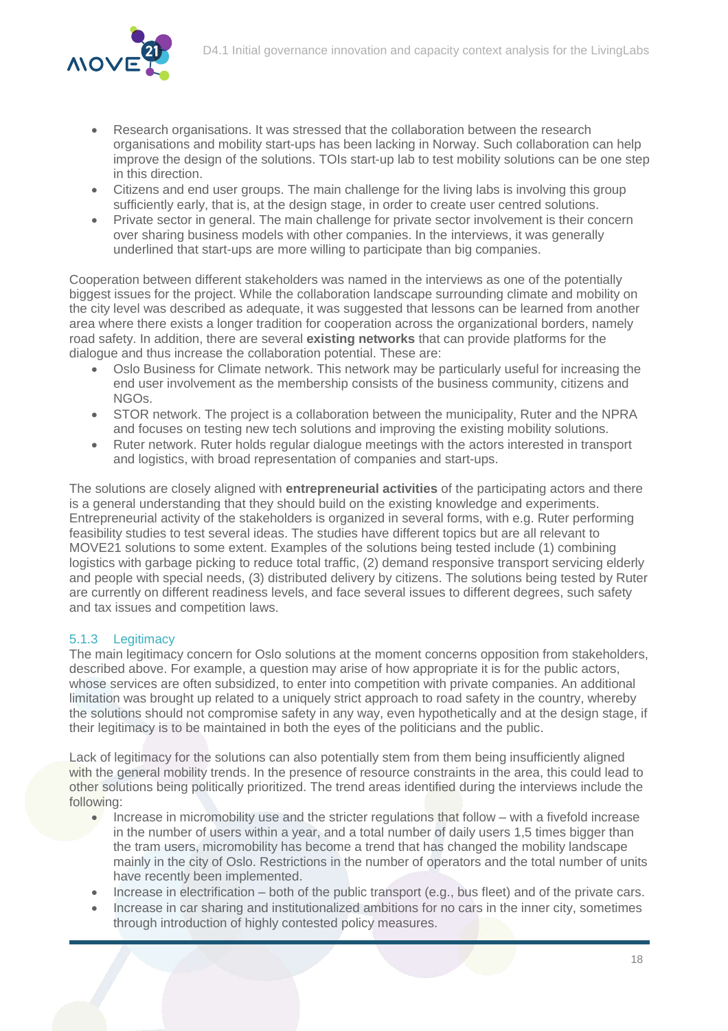- Research organisations. It was stressed that the collaboration between the research organisations and mobility start-ups has been lacking in Norway. Such collaboration can help improve the design of the solutions. TOIs start-up lab to test mobility solutions can be one step in this direction.
- Citizens and end user groups. The main challenge for the living labs is involving this group sufficiently early, that is, at the design stage, in order to create user centred solutions.
- Private sector in general. The main challenge for private sector involvement is their concern over sharing business models with other companies. In the interviews, it was generally underlined that start-ups are more willing to participate than big companies.

Cooperation between different stakeholders was named in the interviews as one of the potentially biggest issues for the project. While the collaboration landscape surrounding climate and mobility on the city level was described as adequate, it was suggested that lessons can be learned from another area where there exists a longer tradition for cooperation across the organizational borders, namely road safety. In addition, there are several **existing networks** that can provide platforms for the dialogue and thus increase the collaboration potential. These are:

- Oslo Business for Climate network. This network may be particularly useful for increasing the end user involvement as the membership consists of the business community, citizens and NGOs.
- STOR network. The project is a collaboration between the municipality, Ruter and the NPRA and focuses on testing new tech solutions and improving the existing mobility solutions.
- Ruter network. Ruter holds regular dialogue meetings with the actors interested in transport and logistics, with broad representation of companies and start-ups.

The solutions are closely aligned with **entrepreneurial activities** of the participating actors and there is a general understanding that they should build on the existing knowledge and experiments. Entrepreneurial activity of the stakeholders is organized in several forms, with e.g. Ruter performing feasibility studies to test several ideas. The studies have different topics but are all relevant to MOVE21 solutions to some extent. Examples of the solutions being tested include (1) combining logistics with garbage picking to reduce total traffic, (2) demand responsive transport servicing elderly and people with special needs, (3) distributed delivery by citizens. The solutions being tested by Ruter are currently on different readiness levels, and face several issues to different degrees, such safety and tax issues and competition laws.

### 5.1.3 Legitimacy

The main legitimacy concern for Oslo solutions at the moment concerns opposition from stakeholders, described above. For example, a question may arise of how appropriate it is for the public actors, whose services are often subsidized, to enter into competition with private companies. An additional limitation was brought up related to a uniquely strict approach to road safety in the country, whereby the solutions should not compromise safety in any way, even hypothetically and at the design stage, if their legitimacy is to be maintained in both the eyes of the politicians and the public.

Lack of legitimacy for the solutions can also potentially stem from them being insufficiently aligned with the general mobility trends. In the presence of resource constraints in the area, this could lead to other solutions being politically prioritized. The trend areas identified during the interviews include the following:

- Increase in micromobility use and the stricter regulations that follow – with a fivefold increase in the number of users within a year, and a total number of daily users 1,5 times bigger than the tram users, micromobility has become a trend that has changed the mobility landscape mainly in the city of Oslo. Restrictions in the number of operators and the total number of units have recently been implemented.
- Increase in electrification – both of the public transport (e.g., bus fleet) and of the private cars.
- Increase in car sharing and institutionalized ambitions for no cars in the inner city, sometimes through introduction of highly contested policy measures.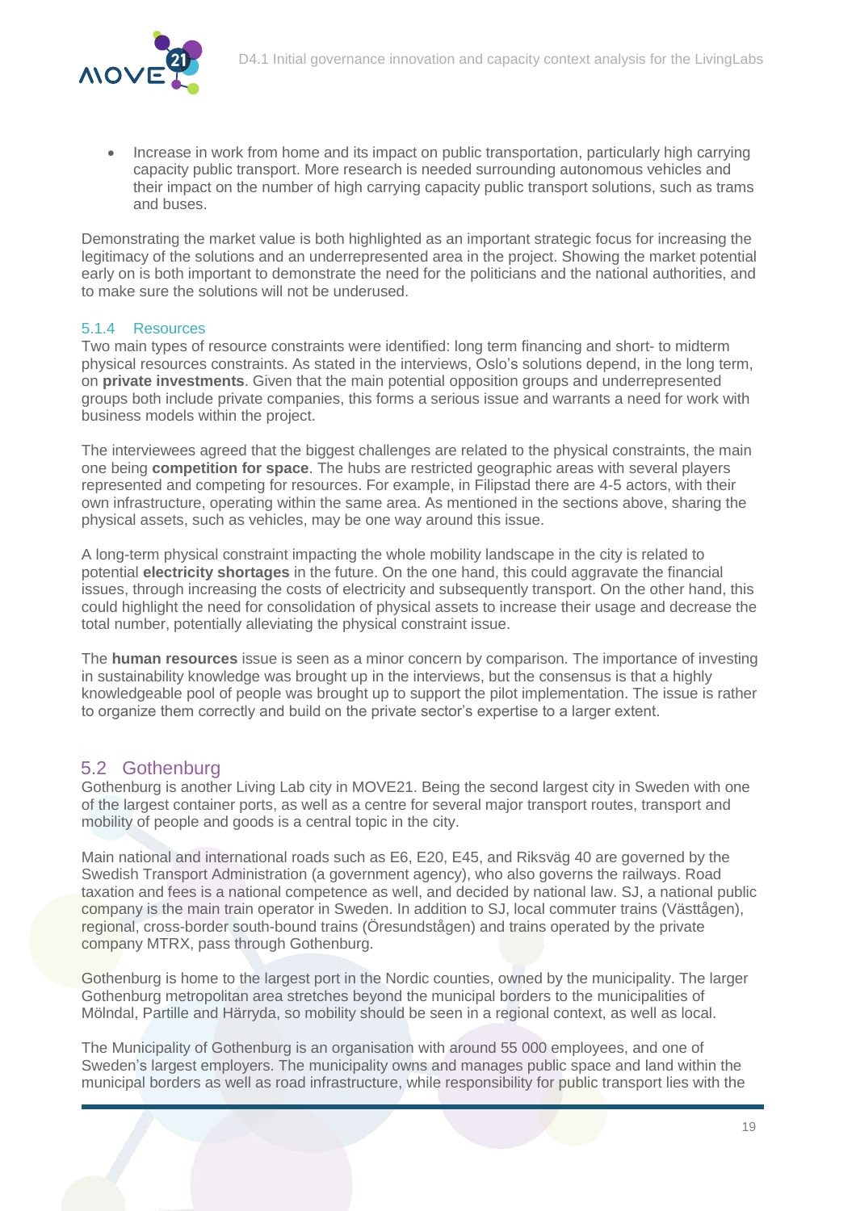- Increase in work from home and its impact on public transportation, particularly high carrying capacity public transport. More research is needed surrounding autonomous vehicles and their impact on the number of high carrying capacity public transport solutions, such as trams and buses.

Demonstrating the market value is both highlighted as an important strategic focus for increasing the legitimacy of the solutions and an underrepresented area in the project. Showing the market potential early on is both important to demonstrate the need for the politicians and the national authorities, and to make sure the solutions will not be underused.

### 5.1.4 Resources

Two main types of resource constraints were identified: long term financing and short- to midterm physical resources constraints. As stated in the interviews, Oslo's solutions depend, in the long term, on **private investments**. Given that the main potential opposition groups and underrepresented groups both include private companies, this forms a serious issue and warrants a need for work with business models within the project.

The interviewees agreed that the biggest challenges are related to the physical constraints, the main one being **competition for space**. The hubs are restricted geographic areas with several players represented and competing for resources. For example, in Filipstad there are 4-5 actors, with their own infrastructure, operating within the same area. As mentioned in the sections above, sharing the physical assets, such as vehicles, may be one way around this issue.

A long-term physical constraint impacting the whole mobility landscape in the city is related to potential **electricity shortages** in the future. On the one hand, this could aggravate the financial issues, through increasing the costs of electricity and subsequently transport. On the other hand, this could highlight the need for consolidation of physical assets to increase their usage and decrease the total number, potentially alleviating the physical constraint issue.

The **human resources** issue is seen as a minor concern by comparison. The importance of investing in sustainability knowledge was brought up in the interviews, but the consensus is that a highly knowledgeable pool of people was brought up to support the pilot implementation. The issue is rather to organize them correctly and build on the private sector's expertise to a larger extent.

## 5.2 Gothenburg

Gothenburg is another Living Lab city in MOVE21. Being the second largest city in Sweden with one of the largest container ports, as well as a centre for several major transport routes, transport and mobility of people and goods is a central topic in the city.

Main national and international roads such as E6, E20, E45, and Riksväg 40 are governed by the Swedish Transport Administration (a government agency), who also governs the railways. Road taxation and fees is a national competence as well, and decided by national law. SJ, a national public company is the main train operator in Sweden. In addition to SJ, local commuter trains (Västtågen), regional, cross-border south-bound trains (Öresundstågen) and trains operated by the private company MTRX, pass through Gothenburg.

Gothenburg is home to the largest port in the Nordic counties, owned by the municipality. The larger Gothenburg metropolitan area stretches beyond the municipal borders to the municipalities of Mölndal, Partille and Härryda, so mobility should be seen in a regional context, as well as local.

The Municipality of Gothenburg is an organisation with around 55 000 employees, and one of Sweden's largest employers. The municipality owns and manages public space and land within the municipal borders as well as road infrastructure, while responsibility for public transport lies with the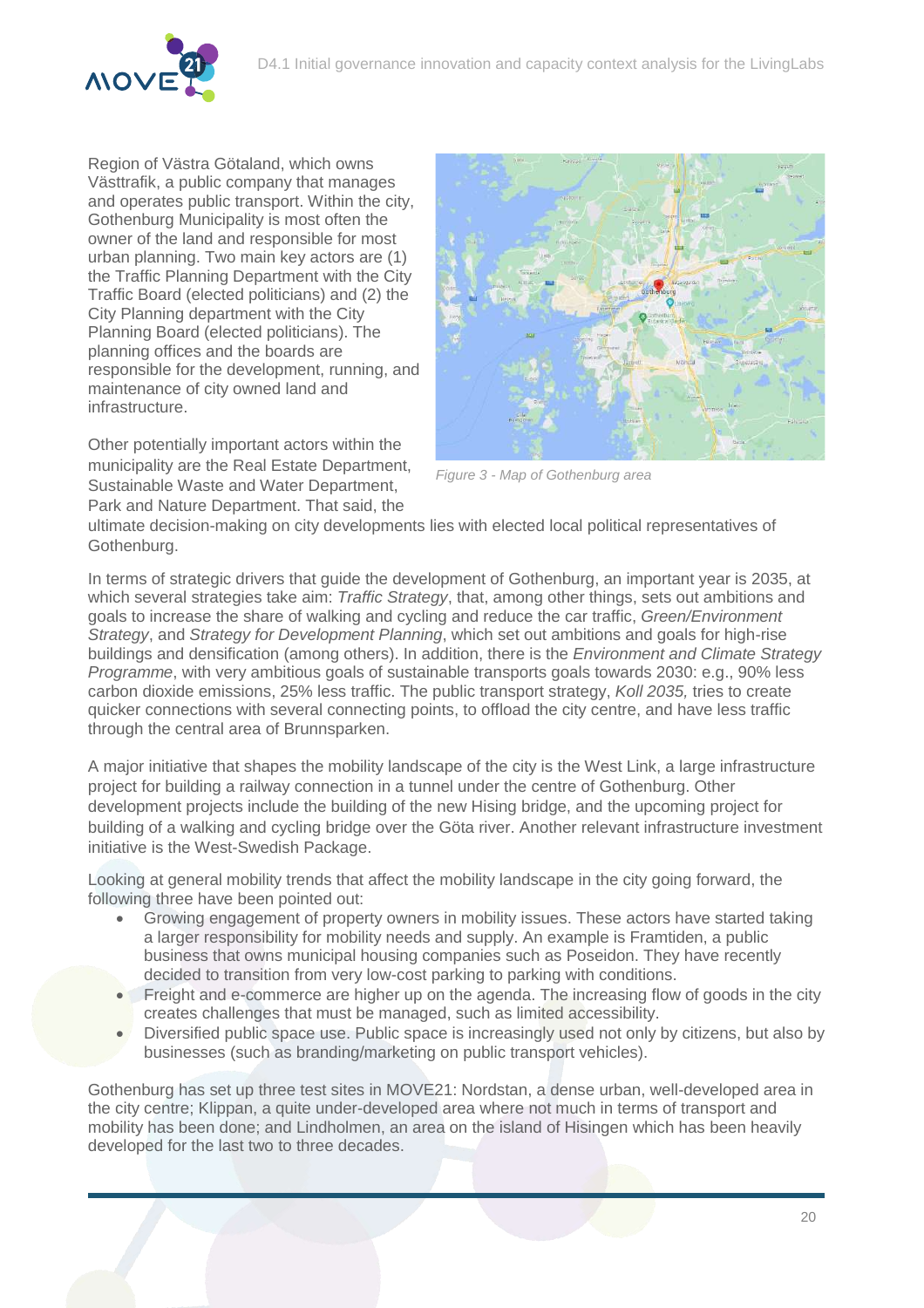Region of Västra Götaland, which owns Västtrafik, a public company that manages and operates public transport. Within the city, Gothenburg Municipality is most often the owner of the land and responsible for most urban planning. Two main key actors are (1) the Traffic Planning Department with the City Traffic Board (elected politicians) and (2) the City Planning department with the City Planning Board (elected politicians). The planning offices and the boards are responsible for the development, running, and maintenance of city owned land and infrastructure.

Other potentially important actors within the municipality are the Real Estate Department, Sustainable Waste and Water Department, Park and Nature Department. That said, the ultimate decision-making on city developments lies with elected local political representatives of Gothenburg.

*Figure 3 - Map of Gothenburg area*

In terms of strategic drivers that guide the development of Gothenburg, an important year is 2035, at which several strategies take aim: *Traffic Strategy*, that, among other things, sets out ambitions and goals to increase the share of walking and cycling and reduce the car traffic, *Green/Environment Strategy*, and *Strategy for Development Planning*, which set out ambitions and goals for high-rise buildings and densification (among others). In addition, there is the *Environment and Climate Strategy Programme*, with very ambitious goals of sustainable transports goals towards 2030: e.g., 90% less carbon dioxide emissions, 25% less traffic. The public transport strategy, *Koll 2035,* tries to create quicker connections with several connecting points, to offload the city centre, and have less traffic through the central area of Brunnsparken.

A major initiative that shapes the mobility landscape of the city is the West Link, a large infrastructure project for building a railway connection in a tunnel under the centre of Gothenburg. Other development projects include the building of the new Hising bridge, and the upcoming project for building of a walking and cycling bridge over the Göta river. Another relevant infrastructure investment initiative is the West-Swedish Package.

Looking at general mobility trends that affect the mobility landscape in the city going forward, the following three have been pointed out:

- Growing engagement of property owners in mobility issues. These actors have started taking a larger responsibility for mobility needs and supply. An example is Framtiden, a public business that owns municipal housing companies such as Poseidon. They have recently decided to transition from very low-cost parking to parking with conditions.
- Freight and e-commerce are higher up on the agenda. The increasing flow of goods in the city creates challenges that must be managed, such as limited accessibility.
- Diversified public space use. Public space is increasingly used not only by citizens, but also by businesses (such as branding/marketing on public transport vehicles).

Gothenburg has set up three test sites in MOVE21: Nordstan, a dense urban, well-developed area in the city centre; Klippan, a quite under-developed area where not much in terms of transport and mobility has been done; and Lindholmen, an area on the island of Hisingen which has been heavily developed for the last two to three decades.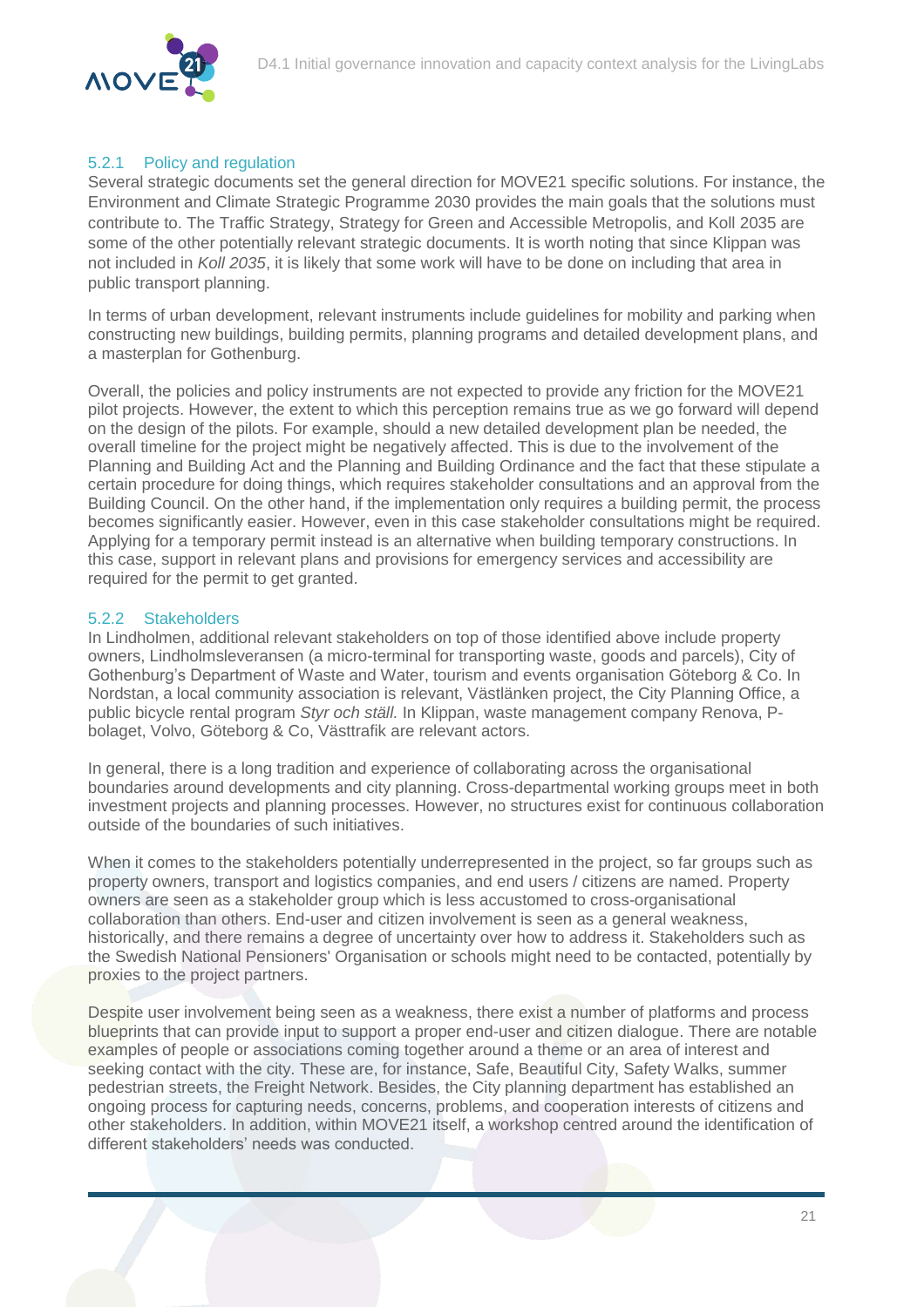### 5.2.1 Policy and regulation

Several strategic documents set the general direction for MOVE21 specific solutions. For instance, the Environment and Climate Strategic Programme 2030 provides the main goals that the solutions must contribute to. The Traffic Strategy, Strategy for Green and Accessible Metropolis, and Koll 2035 are some of the other potentially relevant strategic documents. It is worth noting that since Klippan was not included in *Koll 2035*, it is likely that some work will have to be done on including that area in public transport planning.

In terms of urban development, relevant instruments include guidelines for mobility and parking when constructing new buildings, building permits, planning programs and detailed development plans, and a masterplan for Gothenburg.

Overall, the policies and policy instruments are not expected to provide any friction for the MOVE21 pilot projects. However, the extent to which this perception remains true as we go forward will depend on the design of the pilots. For example, should a new detailed development plan be needed, the overall timeline for the project might be negatively affected. This is due to the involvement of the Planning and Building Act and the Planning and Building Ordinance and the fact that these stipulate a certain procedure for doing things, which requires stakeholder consultations and an approval from the Building Council. On the other hand, if the implementation only requires a building permit, the process becomes significantly easier. However, even in this case stakeholder consultations might be required. Applying for a temporary permit instead is an alternative when building temporary constructions. In this case, support in relevant plans and provisions for emergency services and accessibility are required for the permit to get granted.

### 5.2.2 Stakeholders

In Lindholmen, additional relevant stakeholders on top of those identified above include property owners, Lindholmsleveransen (a micro-terminal for transporting waste, goods and parcels), City of Gothenburg's Department of Waste and Water, tourism and events organisation Göteborg & Co. In Nordstan, a local community association is relevant, Västlänken project, the City Planning Office, a public bicycle rental program *Styr och ställ.* In Klippan, waste management company Renova, P-bolaget, Volvo, Göteborg & Co, Västtrafik are relevant actors.

In general, there is a long tradition and experience of collaborating across the organisational boundaries around developments and city planning. Cross-departmental working groups meet in both investment projects and planning processes. However, no structures exist for continuous collaboration outside of the boundaries of such initiatives.

When it comes to the stakeholders potentially underrepresented in the project, so far groups such as property owners, transport and logistics companies, and end users / citizens are named. Property owners are seen as a stakeholder group which is less accustomed to cross-organisational collaboration than others. End-user and citizen involvement is seen as a general weakness, historically, and there remains a degree of uncertainty over how to address it. Stakeholders such as the Swedish National Pensioners' Organisation or schools might need to be contacted, potentially by proxies to the project partners.

Despite user involvement being seen as a weakness, there exist a number of platforms and process blueprints that can provide input to support a proper end-user and citizen dialogue. There are notable examples of people or associations coming together around a theme or an area of interest and seeking contact with the city. These are, for instance, Safe, Beautiful City, Safety Walks, summer pedestrian streets, the Freight Network. Besides, the City planning department has established an ongoing process for capturing needs, concerns, problems, and cooperation interests of citizens and other stakeholders. In addition, within MOVE21 itself, a workshop centred around the identification of different stakeholders' needs was conducted.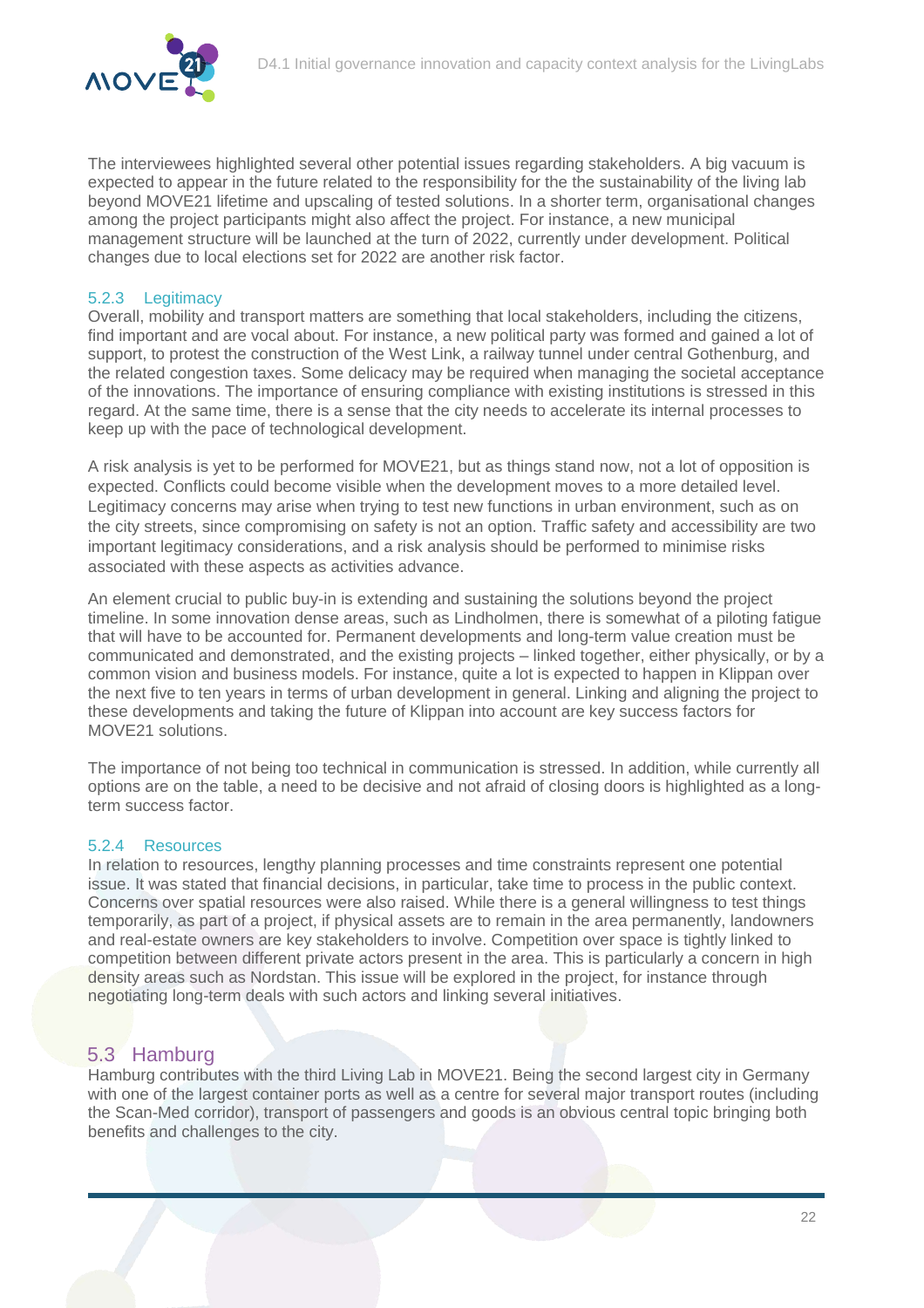The interviewees highlighted several other potential issues regarding stakeholders. A big vacuum is expected to appear in the future related to the responsibility for the the sustainability of the living lab beyond MOVE21 lifetime and upscaling of tested solutions. In a shorter term, organisational changes among the project participants might also affect the project. For instance, a new municipal management structure will be launched at the turn of 2022, currently under development. Political changes due to local elections set for 2022 are another risk factor.

### 5.2.3 Legitimacy

Overall, mobility and transport matters are something that local stakeholders, including the citizens, find important and are vocal about. For instance, a new political party was formed and gained a lot of support, to protest the construction of the West Link, a railway tunnel under central Gothenburg, and the related congestion taxes. Some delicacy may be required when managing the societal acceptance of the innovations. The importance of ensuring compliance with existing institutions is stressed in this regard. At the same time, there is a sense that the city needs to accelerate its internal processes to keep up with the pace of technological development.

A risk analysis is yet to be performed for MOVE21, but as things stand now, not a lot of opposition is expected. Conflicts could become visible when the development moves to a more detailed level. Legitimacy concerns may arise when trying to test new functions in urban environment, such as on the city streets, since compromising on safety is not an option. Traffic safety and accessibility are two important legitimacy considerations, and a risk analysis should be performed to minimise risks associated with these aspects as activities advance.

An element crucial to public buy-in is extending and sustaining the solutions beyond the project timeline. In some innovation dense areas, such as Lindholmen, there is somewhat of a piloting fatigue that will have to be accounted for. Permanent developments and long-term value creation must be communicated and demonstrated, and the existing projects – linked together, either physically, or by a common vision and business models. For instance, quite a lot is expected to happen in Klippan over the next five to ten years in terms of urban development in general. Linking and aligning the project to these developments and taking the future of Klippan into account are key success factors for MOVE21 solutions.

The importance of not being too technical in communication is stressed. In addition, while currently all options are on the table, a need to be decisive and not afraid of closing doors is highlighted as a long-term success factor.

### 5.2.4 Resources

In relation to resources, lengthy planning processes and time constraints represent one potential issue. It was stated that financial decisions, in particular, take time to process in the public context. Concerns over spatial resources were also raised. While there is a general willingness to test things temporarily, as part of a project, if physical assets are to remain in the area permanently, landowners and real-estate owners are key stakeholders to involve. Competition over space is tightly linked to competition between different private actors present in the area. This is particularly a concern in high density areas such as Nordstan. This issue will be explored in the project, for instance through negotiating long-term deals with such actors and linking several initiatives.

## 5.3 Hamburg

Hamburg contributes with the third Living Lab in MOVE21. Being the second largest city in Germany with one of the largest container ports as well as a centre for several major transport routes (including the Scan-Med corridor), transport of passengers and goods is an obvious central topic bringing both benefits and challenges to the city.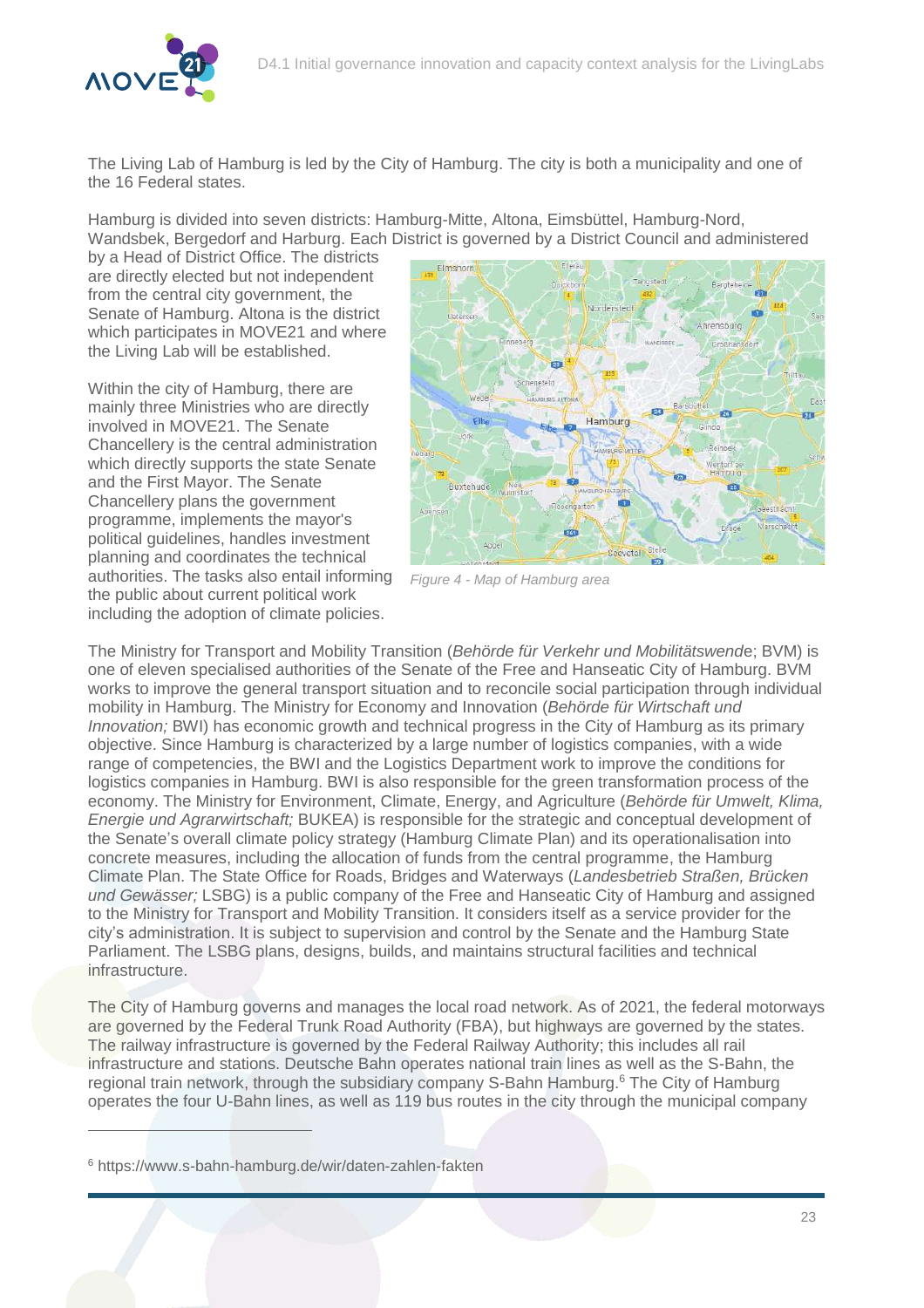The Living Lab of Hamburg is led by the City of Hamburg. The city is both a municipality and one of the 16 Federal states.

Hamburg is divided into seven districts: Hamburg-Mitte, Altona, Eimsbüttel, Hamburg-Nord, Wandsbek, Bergedorf and Harburg. Each District is governed by a District Council and administered by a Head of District Office. The districts are directly elected but not independent from the central city government, the Senate of Hamburg. Altona is the district which participates in MOVE21 and where the Living Lab will be established.

Within the city of Hamburg, there are mainly three Ministries who are directly involved in MOVE21. The Senate Chancellery is the central administration which directly supports the state Senate and the First Mayor. The Senate Chancellery plans the government programme, implements the mayor's political guidelines, handles investment planning and coordinates the technical authorities. The tasks also entail informing the public about current political work including the adoption of climate policies.

*Figure 4 - Map of Hamburg area*

The Ministry for Transport and Mobility Transition (*Behörde für Verkehr und Mobilitätswende*; BVM) is one of eleven specialised authorities of the Senate of the Free and Hanseatic City of Hamburg. BVM works to improve the general transport situation and to reconcile social participation through individual mobility in Hamburg. The Ministry for Economy and Innovation (*Behörde für Wirtschaft und Innovation;* BWI) has economic growth and technical progress in the City of Hamburg as its primary objective. Since Hamburg is characterized by a large number of logistics companies, with a wide range of competencies, the BWI and the Logistics Department work to improve the conditions for logistics companies in Hamburg. BWI is also responsible for the green transformation process of the economy. The Ministry for Environment, Climate, Energy, and Agriculture (*Behörde für Umwelt, Klima, Energie und Agrarwirtschaft;* BUKEA) is responsible for the strategic and conceptual development of the Senate's overall climate policy strategy (Hamburg Climate Plan) and its operationalisation into concrete measures, including the allocation of funds from the central programme, the Hamburg Climate Plan. The State Office for Roads, Bridges and Waterways (*Landesbetrieb Straßen, Brücken und Gewässer;* LSBG) is a public company of the Free and Hanseatic City of Hamburg and assigned to the Ministry for Transport and Mobility Transition. It considers itself as a service provider for the city's administration. It is subject to supervision and control by the Senate and the Hamburg State Parliament. The LSBG plans, designs, builds, and maintains structural facilities and technical infrastructure.

The City of Hamburg governs and manages the local road network. As of 2021, the federal motorways are governed by the Federal Trunk Road Authority (FBA), but highways are governed by the states. The railway infrastructure is governed by the Federal Railway Authority; this includes all rail infrastructure and stations. Deutsche Bahn operates national train lines as well as the S-Bahn, the regional train network, through the subsidiary company S-Bahn Hamburg.[6] The City of Hamburg operates the four U-Bahn lines, as well as 119 bus routes in the city through the municipal company

[6] https://www.s-bahn-hamburg.de/wir/daten-zahlen-fakten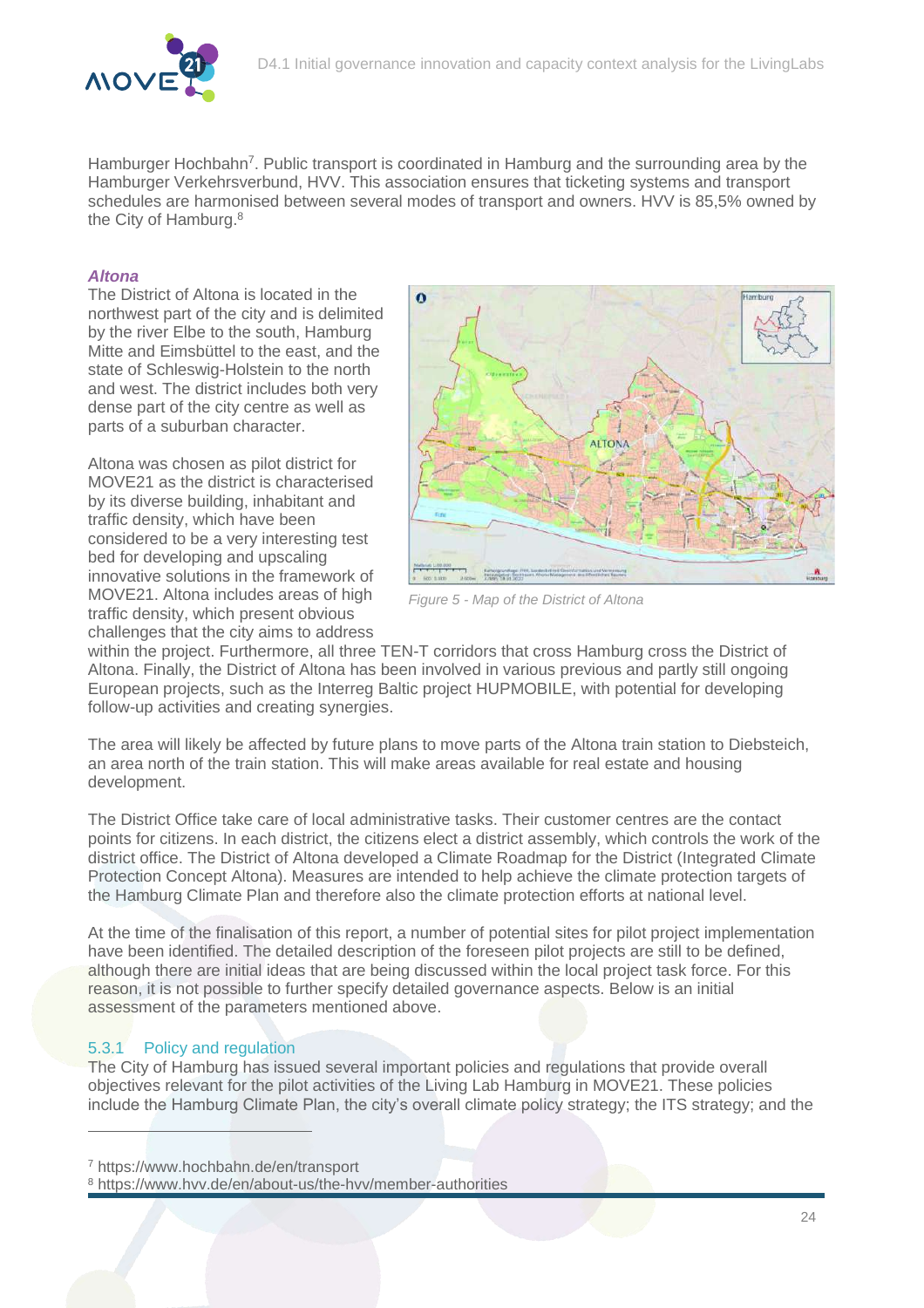Hamburger Hochbahn[7]. Public transport is coordinated in Hamburg and the surrounding area by the Hamburger Verkehrsverbund, HVV. This association ensures that ticketing systems and transport schedules are harmonised between several modes of transport and owners. HVV is 85,5% owned by the City of Hamburg.[8]

***Altona***

The District of Altona is located in the northwest part of the city and is delimited by the river Elbe to the south, Hamburg Mitte and Eimsbüttel to the east, and the state of Schleswig-Holstein to the north and west. The district includes both very dense part of the city centre as well as parts of a suburban character.

Altona was chosen as pilot district for MOVE21 as the district is characterised by its diverse building, inhabitant and traffic density, which have been considered to be a very interesting test bed for developing and upscaling innovative solutions in the framework of MOVE21. Altona includes areas of high traffic density, which present obvious challenges that the city aims to address within the project. Furthermore, all three TEN-T corridors that cross Hamburg cross the District of Altona. Finally, the District of Altona has been involved in various previous and partly still ongoing European projects, such as the Interreg Baltic project HUPMOBILE, with potential for developing follow-up activities and creating synergies.

*Figure 5 - Map of the District of Altona*

The area will likely be affected by future plans to move parts of the Altona train station to Diebsteich, an area north of the train station. This will make areas available for real estate and housing development.

The District Office take care of local administrative tasks. Their customer centres are the contact points for citizens. In each district, the citizens elect a district assembly, which controls the work of the district office. The District of Altona developed a Climate Roadmap for the District (Integrated Climate Protection Concept Altona). Measures are intended to help achieve the climate protection targets of the Hamburg Climate Plan and therefore also the climate protection efforts at national level.

At the time of the finalisation of this report, a number of potential sites for pilot project implementation have been identified. The detailed description of the foreseen pilot projects are still to be defined, although there are initial ideas that are being discussed within the local project task force. For this reason, it is not possible to further specify detailed governance aspects. Below is an initial assessment of the parameters mentioned above.

### 5.3.1 Policy and regulation

The City of Hamburg has issued several important policies and regulations that provide overall objectives relevant for the pilot activities of the Living Lab Hamburg in MOVE21. These policies include the Hamburg Climate Plan, the city's overall climate policy strategy; the ITS strategy; and the

[7] https://www.hochbahn.de/en/transport

[8] https://www.hvv.de/en/about-us/the-hvv/member-authorities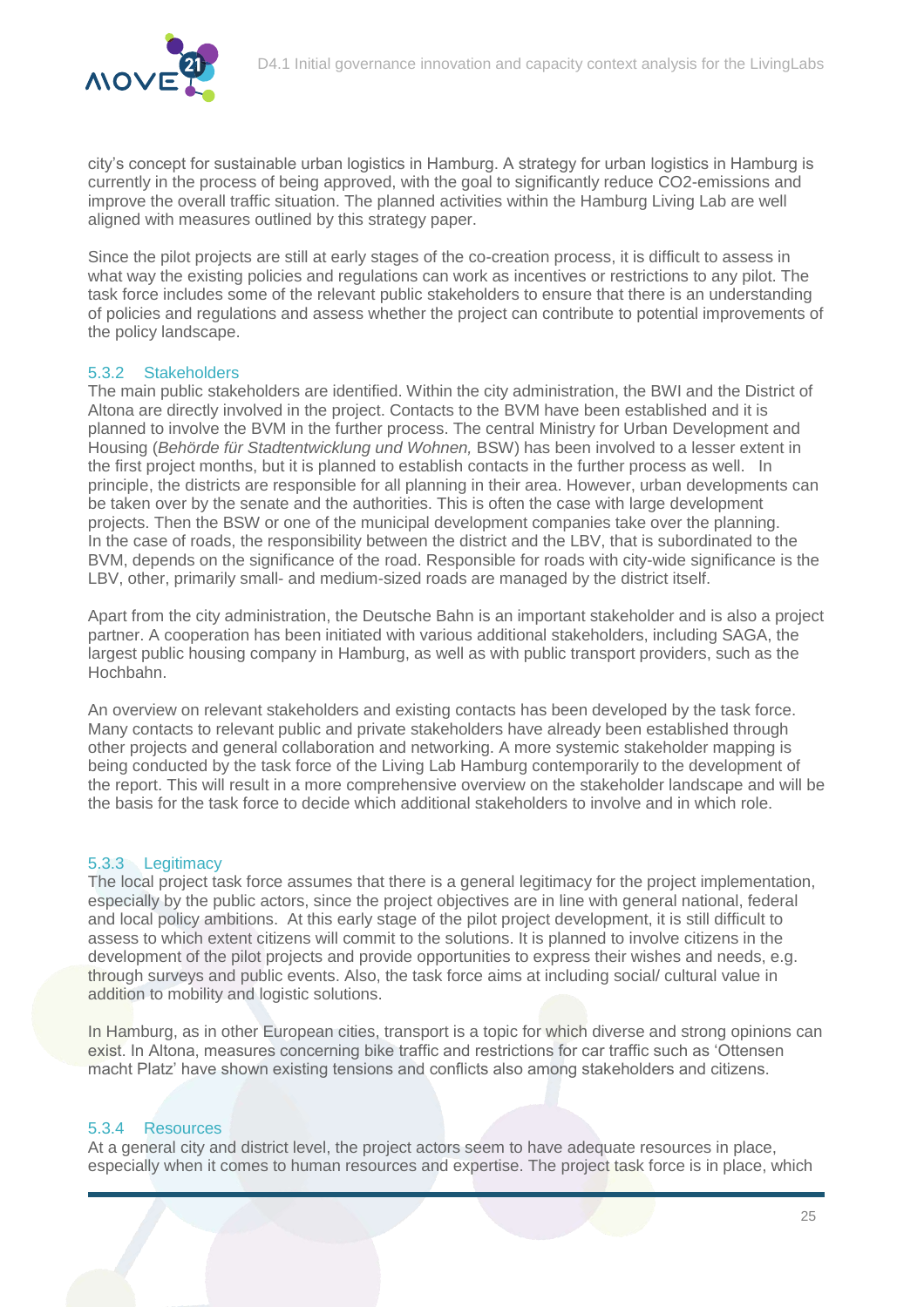city's concept for sustainable urban logistics in Hamburg. A strategy for urban logistics in Hamburg is currently in the process of being approved, with the goal to significantly reduce CO2-emissions and improve the overall traffic situation. The planned activities within the Hamburg Living Lab are well aligned with measures outlined by this strategy paper.

Since the pilot projects are still at early stages of the co-creation process, it is difficult to assess in what way the existing policies and regulations can work as incentives or restrictions to any pilot. The task force includes some of the relevant public stakeholders to ensure that there is an understanding of policies and regulations and assess whether the project can contribute to potential improvements of the policy landscape.

### 5.3.2 Stakeholders

The main public stakeholders are identified. Within the city administration, the BWI and the District of Altona are directly involved in the project. Contacts to the BVM have been established and it is planned to involve the BVM in the further process. The central Ministry for Urban Development and Housing (*Behörde für Stadtentwicklung und Wohnen,* BSW) has been involved to a lesser extent in the first project months, but it is planned to establish contacts in the further process as well. In principle, the districts are responsible for all planning in their area. However, urban developments can be taken over by the senate and the authorities. This is often the case with large development projects. Then the BSW or one of the municipal development companies take over the planning. In the case of roads, the responsibility between the district and the LBV, that is subordinated to the BVM, depends on the significance of the road. Responsible for roads with city-wide significance is the LBV, other, primarily small- and medium-sized roads are managed by the district itself.

Apart from the city administration, the Deutsche Bahn is an important stakeholder and is also a project partner. A cooperation has been initiated with various additional stakeholders, including SAGA, the largest public housing company in Hamburg, as well as with public transport providers, such as the Hochbahn.

An overview on relevant stakeholders and existing contacts has been developed by the task force. Many contacts to relevant public and private stakeholders have already been established through other projects and general collaboration and networking. A more systemic stakeholder mapping is being conducted by the task force of the Living Lab Hamburg contemporarily to the development of the report. This will result in a more comprehensive overview on the stakeholder landscape and will be the basis for the task force to decide which additional stakeholders to involve and in which role.

### 5.3.3 Legitimacy

The local project task force assumes that there is a general legitimacy for the project implementation, especially by the public actors, since the project objectives are in line with general national, federal and local policy ambitions. At this early stage of the pilot project development, it is still difficult to assess to which extent citizens will commit to the solutions. It is planned to involve citizens in the development of the pilot projects and provide opportunities to express their wishes and needs, e.g. through surveys and public events. Also, the task force aims at including social/ cultural value in addition to mobility and logistic solutions.

In Hamburg, as in other European cities, transport is a topic for which diverse and strong opinions can exist. In Altona, measures concerning bike traffic and restrictions for car traffic such as 'Ottensen macht Platz' have shown existing tensions and conflicts also among stakeholders and citizens.

### 5.3.4 Resources

At a general city and district level, the project actors seem to have adequate resources in place, especially when it comes to human resources and expertise. The project task force is in place, which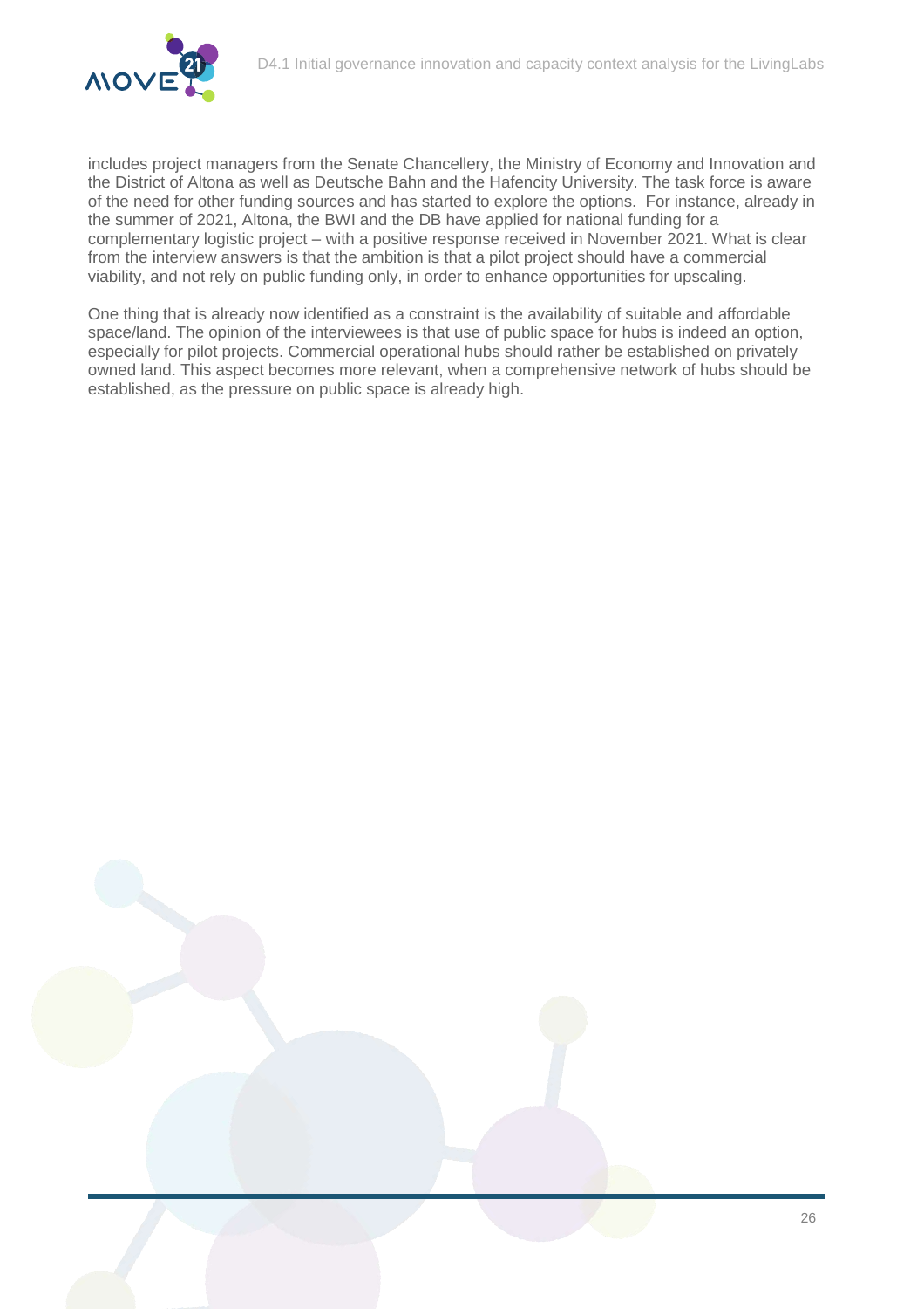includes project managers from the Senate Chancellery, the Ministry of Economy and Innovation and the District of Altona as well as Deutsche Bahn and the Hafencity University. The task force is aware of the need for other funding sources and has started to explore the options. For instance, already in the summer of 2021, Altona, the BWI and the DB have applied for national funding for a complementary logistic project – with a positive response received in November 2021. What is clear from the interview answers is that the ambition is that a pilot project should have a commercial viability, and not rely on public funding only, in order to enhance opportunities for upscaling.

One thing that is already now identified as a constraint is the availability of suitable and affordable space/land. The opinion of the interviewees is that use of public space for hubs is indeed an option, especially for pilot projects. Commercial operational hubs should rather be established on privately owned land. This aspect becomes more relevant, when a comprehensive network of hubs should be established, as the pressure on public space is already high.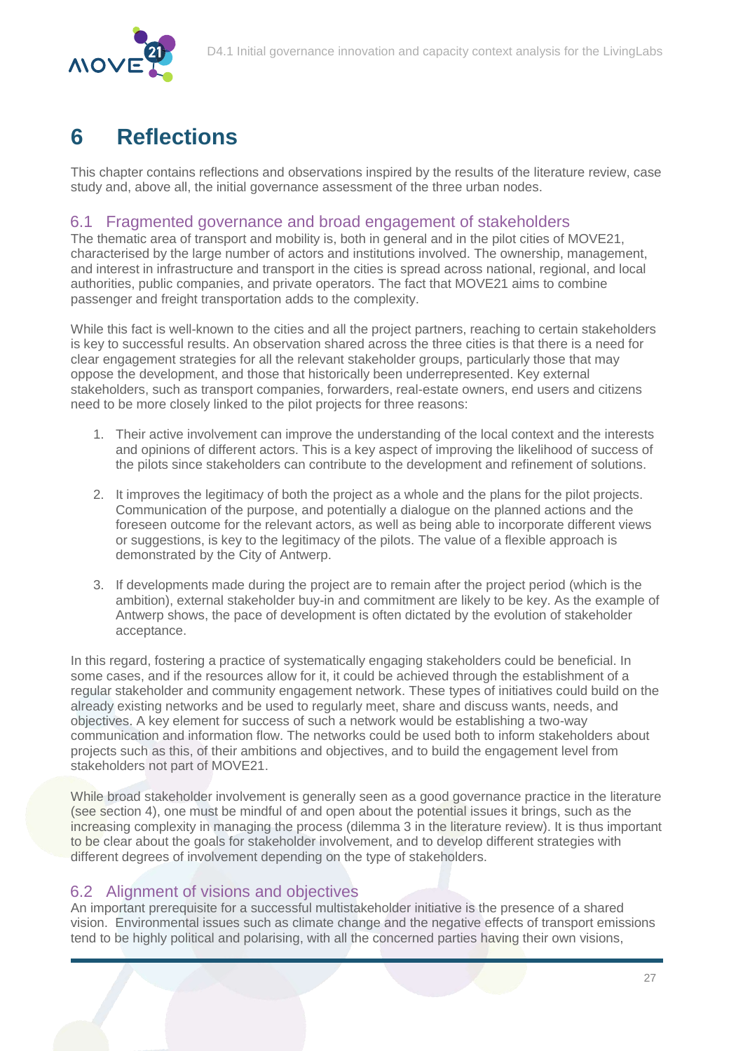# 6 Reflections

This chapter contains reflections and observations inspired by the results of the literature review, case study and, above all, the initial governance assessment of the three urban nodes.

## 6.1 Fragmented governance and broad engagement of stakeholders

The thematic area of transport and mobility is, both in general and in the pilot cities of MOVE21, characterised by the large number of actors and institutions involved. The ownership, management, and interest in infrastructure and transport in the cities is spread across national, regional, and local authorities, public companies, and private operators. The fact that MOVE21 aims to combine passenger and freight transportation adds to the complexity.

While this fact is well-known to the cities and all the project partners, reaching to certain stakeholders is key to successful results. An observation shared across the three cities is that there is a need for clear engagement strategies for all the relevant stakeholder groups, particularly those that may oppose the development, and those that historically been underrepresented. Key external stakeholders, such as transport companies, forwarders, real-estate owners, end users and citizens need to be more closely linked to the pilot projects for three reasons:

1. Their active involvement can improve the understanding of the local context and the interests and opinions of different actors. This is a key aspect of improving the likelihood of success of the pilots since stakeholders can contribute to the development and refinement of solutions.

2. It improves the legitimacy of both the project as a whole and the plans for the pilot projects. Communication of the purpose, and potentially a dialogue on the planned actions and the foreseen outcome for the relevant actors, as well as being able to incorporate different views or suggestions, is key to the legitimacy of the pilots. The value of a flexible approach is demonstrated by the City of Antwerp.

3. If developments made during the project are to remain after the project period (which is the ambition), external stakeholder buy-in and commitment are likely to be key. As the example of Antwerp shows, the pace of development is often dictated by the evolution of stakeholder acceptance.

In this regard, fostering a practice of systematically engaging stakeholders could be beneficial. In some cases, and if the resources allow for it, it could be achieved through the establishment of a regular stakeholder and community engagement network. These types of initiatives could build on the already existing networks and be used to regularly meet, share and discuss wants, needs, and objectives. A key element for success of such a network would be establishing a two-way communication and information flow. The networks could be used both to inform stakeholders about projects such as this, of their ambitions and objectives, and to build the engagement level from stakeholders not part of MOVE21.

While broad stakeholder involvement is generally seen as a good governance practice in the literature (see section 4), one must be mindful of and open about the potential issues it brings, such as the increasing complexity in managing the process (dilemma 3 in the literature review). It is thus important to be clear about the goals for stakeholder involvement, and to develop different strategies with different degrees of involvement depending on the type of stakeholders.

## 6.2 Alignment of visions and objectives

An important prerequisite for a successful multistakeholder initiative is the presence of a shared vision. Environmental issues such as climate change and the negative effects of transport emissions tend to be highly political and polarising, with all the concerned parties having their own visions,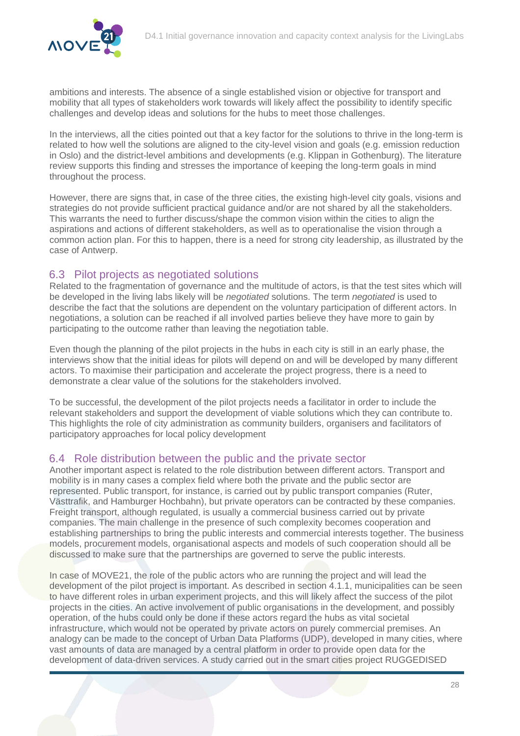ambitions and interests. The absence of a single established vision or objective for transport and mobility that all types of stakeholders work towards will likely affect the possibility to identify specific challenges and develop ideas and solutions for the hubs to meet those challenges.

In the interviews, all the cities pointed out that a key factor for the solutions to thrive in the long-term is related to how well the solutions are aligned to the city-level vision and goals (e.g. emission reduction in Oslo) and the district-level ambitions and developments (e.g. Klippan in Gothenburg). The literature review supports this finding and stresses the importance of keeping the long-term goals in mind throughout the process.

However, there are signs that, in case of the three cities, the existing high-level city goals, visions and strategies do not provide sufficient practical guidance and/or are not shared by all the stakeholders. This warrants the need to further discuss/shape the common vision within the cities to align the aspirations and actions of different stakeholders, as well as to operationalise the vision through a common action plan. For this to happen, there is a need for strong city leadership, as illustrated by the case of Antwerp.

## 6.3 Pilot projects as negotiated solutions

Related to the fragmentation of governance and the multitude of actors, is that the test sites which will be developed in the living labs likely will be *negotiated* solutions. The term *negotiated* is used to describe the fact that the solutions are dependent on the voluntary participation of different actors. In negotiations, a solution can be reached if all involved parties believe they have more to gain by participating to the outcome rather than leaving the negotiation table.

Even though the planning of the pilot projects in the hubs in each city is still in an early phase, the interviews show that the initial ideas for pilots will depend on and will be developed by many different actors. To maximise their participation and accelerate the project progress, there is a need to demonstrate a clear value of the solutions for the stakeholders involved.

To be successful, the development of the pilot projects needs a facilitator in order to include the relevant stakeholders and support the development of viable solutions which they can contribute to. This highlights the role of city administration as community builders, organisers and facilitators of participatory approaches for local policy development

## 6.4 Role distribution between the public and the private sector

Another important aspect is related to the role distribution between different actors. Transport and mobility is in many cases a complex field where both the private and the public sector are represented. Public transport, for instance, is carried out by public transport companies (Ruter, Västtrafik, and Hamburger Hochbahn), but private operators can be contracted by these companies. Freight transport, although regulated, is usually a commercial business carried out by private companies. The main challenge in the presence of such complexity becomes cooperation and establishing partnerships to bring the public interests and commercial interests together. The business models, procurement models, organisational aspects and models of such cooperation should all be discussed to make sure that the partnerships are governed to serve the public interests.

In case of MOVE21, the role of the public actors who are running the project and will lead the development of the pilot project is important. As described in section 4.1.1, municipalities can be seen to have different roles in urban experiment projects, and this will likely affect the success of the pilot projects in the cities. An active involvement of public organisations in the development, and possibly operation, of the hubs could only be done if these actors regard the hubs as vital societal infrastructure, which would not be operated by private actors on purely commercial premises. An analogy can be made to the concept of Urban Data Platforms (UDP), developed in many cities, where vast amounts of data are managed by a central platform in order to provide open data for the development of data-driven services. A study carried out in the smart cities project RUGGEDISED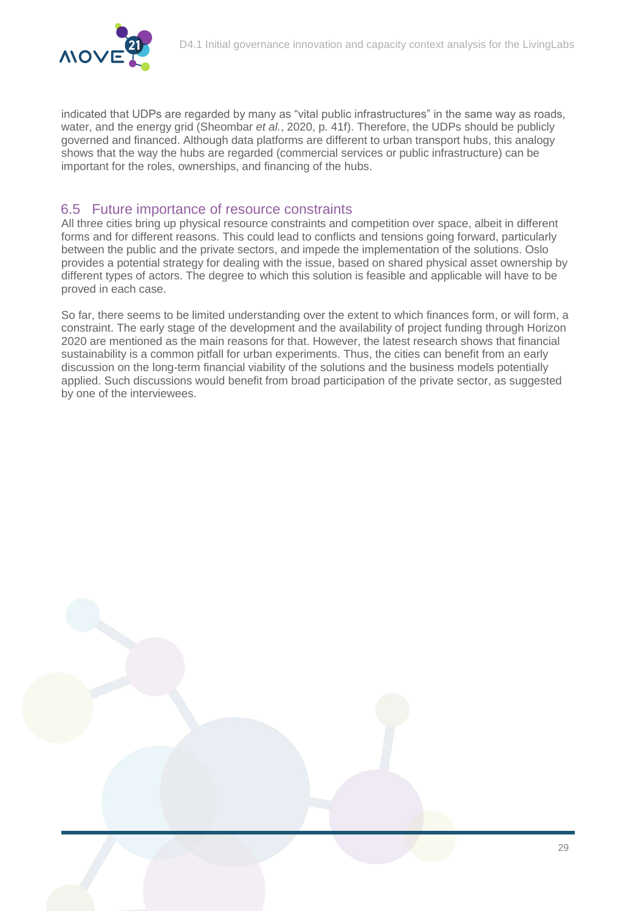indicated that UDPs are regarded by many as "vital public infrastructures" in the same way as roads, water, and the energy grid (Sheombar *et al.*, 2020, p. 41f). Therefore, the UDPs should be publicly governed and financed. Although data platforms are different to urban transport hubs, this analogy shows that the way the hubs are regarded (commercial services or public infrastructure) can be important for the roles, ownerships, and financing of the hubs.

## 6.5 Future importance of resource constraints

All three cities bring up physical resource constraints and competition over space, albeit in different forms and for different reasons. This could lead to conflicts and tensions going forward, particularly between the public and the private sectors, and impede the implementation of the solutions. Oslo provides a potential strategy for dealing with the issue, based on shared physical asset ownership by different types of actors. The degree to which this solution is feasible and applicable will have to be proved in each case.

So far, there seems to be limited understanding over the extent to which finances form, or will form, a constraint. The early stage of the development and the availability of project funding through Horizon 2020 are mentioned as the main reasons for that. However, the latest research shows that financial sustainability is a common pitfall for urban experiments. Thus, the cities can benefit from an early discussion on the long-term financial viability of the solutions and the business models potentially applied. Such discussions would benefit from broad participation of the private sector, as suggested by one of the interviewees.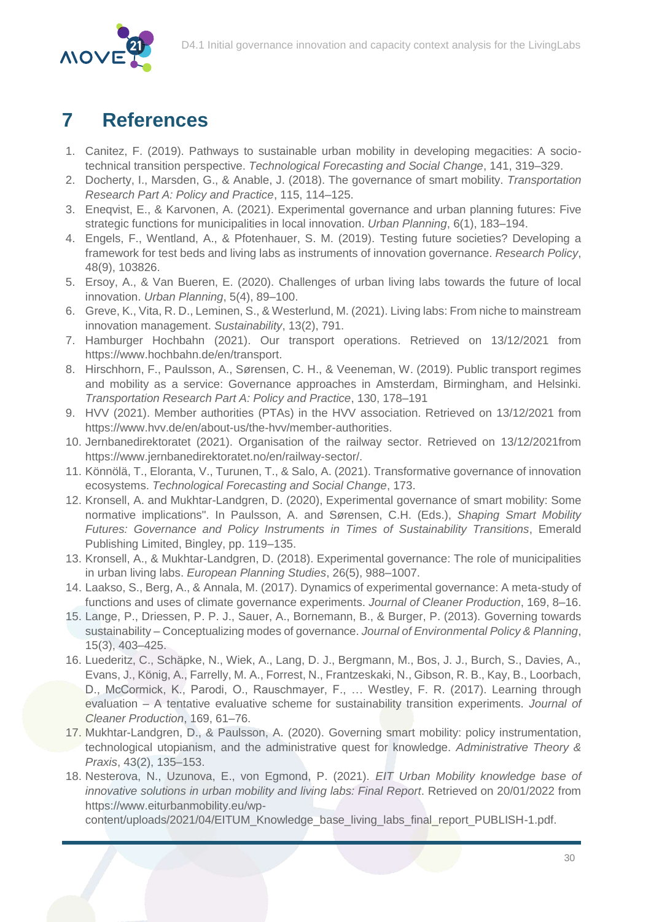# 7 References

1. Canitez, F. (2019). Pathways to sustainable urban mobility in developing megacities: A socio-technical transition perspective. *Technological Forecasting and Social Change*, 141, 319–329.
2. Docherty, I., Marsden, G., & Anable, J. (2018). The governance of smart mobility. *Transportation Research Part A: Policy and Practice*, 115, 114–125.
3. Eneqvist, E., & Karvonen, A. (2021). Experimental governance and urban planning futures: Five strategic functions for municipalities in local innovation. *Urban Planning*, 6(1), 183–194.
4. Engels, F., Wentland, A., & Pfotenhauer, S. M. (2019). Testing future societies? Developing a framework for test beds and living labs as instruments of innovation governance. *Research Policy*, 48(9), 103826.
5. Ersoy, A., & Van Bueren, E. (2020). Challenges of urban living labs towards the future of local innovation. *Urban Planning*, 5(4), 89–100.
6. Greve, K., Vita, R. D., Leminen, S., & Westerlund, M. (2021). Living labs: From niche to mainstream innovation management. *Sustainability*, 13(2), 791.
7. Hamburger Hochbahn (2021). Our transport operations. Retrieved on 13/12/2021 from https://www.hochbahn.de/en/transport.
8. Hirschhorn, F., Paulsson, A., Sørensen, C. H., & Veeneman, W. (2019). Public transport regimes and mobility as a service: Governance approaches in Amsterdam, Birmingham, and Helsinki. *Transportation Research Part A: Policy and Practice*, 130, 178–191
9. HVV (2021). Member authorities (PTAs) in the HVV association. Retrieved on 13/12/2021 from https://www.hvv.de/en/about-us/the-hvv/member-authorities.
10. Jernbanedirektoratet (2021). Organisation of the railway sector. Retrieved on 13/12/2021from https://www.jernbanedirektoratet.no/en/railway-sector/.
11. Könnölä, T., Eloranta, V., Turunen, T., & Salo, A. (2021). Transformative governance of innovation ecosystems. *Technological Forecasting and Social Change*, 173.
12. Kronsell, A. and Mukhtar-Landgren, D. (2020), Experimental governance of smart mobility: Some normative implications". In Paulsson, A. and Sørensen, C.H. (Eds.), *Shaping Smart Mobility Futures: Governance and Policy Instruments in Times of Sustainability Transitions*, Emerald Publishing Limited, Bingley, pp. 119–135.
13. Kronsell, A., & Mukhtar-Landgren, D. (2018). Experimental governance: The role of municipalities in urban living labs. *European Planning Studies*, 26(5), 988–1007.
14. Laakso, S., Berg, A., & Annala, M. (2017). Dynamics of experimental governance: A meta-study of functions and uses of climate governance experiments. *Journal of Cleaner Production*, 169, 8–16.
15. Lange, P., Driessen, P. P. J., Sauer, A., Bornemann, B., & Burger, P. (2013). Governing towards sustainability – Conceptualizing modes of governance. *Journal of Environmental Policy & Planning*, 15(3), 403–425.
16. Luederitz, C., Schäpke, N., Wiek, A., Lang, D. J., Bergmann, M., Bos, J. J., Burch, S., Davies, A., Evans, J., König, A., Farrelly, M. A., Forrest, N., Frantzeskaki, N., Gibson, R. B., Kay, B., Loorbach, D., McCormick, K., Parodi, O., Rauschmayer, F., … Westley, F. R. (2017). Learning through evaluation – A tentative evaluative scheme for sustainability transition experiments. *Journal of Cleaner Production*, 169, 61–76.
17. Mukhtar-Landgren, D., & Paulsson, A. (2020). Governing smart mobility: policy instrumentation, technological utopianism, and the administrative quest for knowledge. *Administrative Theory & Praxis*, 43(2), 135–153.
18. Nesterova, N., Uzunova, E., von Egmond, P. (2021). *EIT Urban Mobility knowledge base of innovative solutions in urban mobility and living labs: Final Report*. Retrieved on 20/01/2022 from https://www.eiturbanmobility.eu/wp-content/uploads/2021/04/EITUM_Knowledge_base_living_labs_final_report_PUBLISH-1.pdf.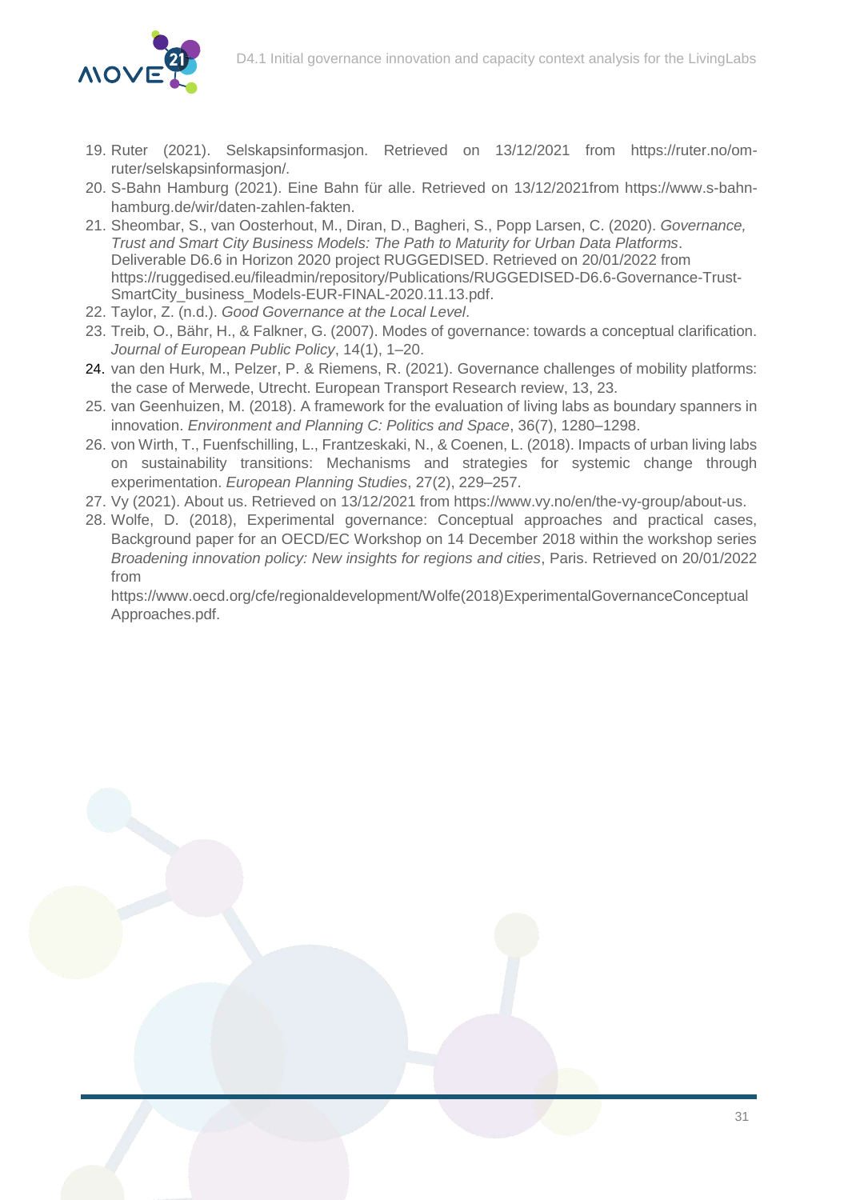19. Ruter (2021). Selskapsinformasjon. Retrieved on 13/12/2021 from https://ruter.no/om-ruter/selskapsinformasjon/.
20. S-Bahn Hamburg (2021). Eine Bahn für alle. Retrieved on 13/12/2021from https://www.s-bahn-hamburg.de/wir/daten-zahlen-fakten.
21. Sheombar, S., van Oosterhout, M., Diran, D., Bagheri, S., Popp Larsen, C. (2020). *Governance, Trust and Smart City Business Models: The Path to Maturity for Urban Data Platforms*. Deliverable D6.6 in Horizon 2020 project RUGGEDISED. Retrieved on 20/01/2022 from https://ruggedised.eu/fileadmin/repository/Publications/RUGGEDISED-D6.6-Governance-Trust-SmartCity_business_Models-EUR-FINAL-2020.11.13.pdf.
22. Taylor, Z. (n.d.). *Good Governance at the Local Level*.
23. Treib, O., Bähr, H., & Falkner, G. (2007). Modes of governance: towards a conceptual clarification. *Journal of European Public Policy*, 14(1), 1–20.
24. van den Hurk, M., Pelzer, P. & Riemens, R. (2021). Governance challenges of mobility platforms: the case of Merwede, Utrecht. European Transport Research review, 13, 23.
25. van Geenhuizen, M. (2018). A framework for the evaluation of living labs as boundary spanners in innovation. *Environment and Planning C: Politics and Space*, 36(7), 1280–1298.
26. von Wirth, T., Fuenfschilling, L., Frantzeskaki, N., & Coenen, L. (2018). Impacts of urban living labs on sustainability transitions: Mechanisms and strategies for systemic change through experimentation. *European Planning Studies*, 27(2), 229–257.
27. Vy (2021). About us. Retrieved on 13/12/2021 from https://www.vy.no/en/the-vy-group/about-us.
28. Wolfe, D. (2018), Experimental governance: Conceptual approaches and practical cases, Background paper for an OECD/EC Workshop on 14 December 2018 within the workshop series *Broadening innovation policy: New insights for regions and cities*, Paris. Retrieved on 20/01/2022 from https://www.oecd.org/cfe/regionaldevelopment/Wolfe(2018)ExperimentalGovernanceConceptualApproaches.pdf.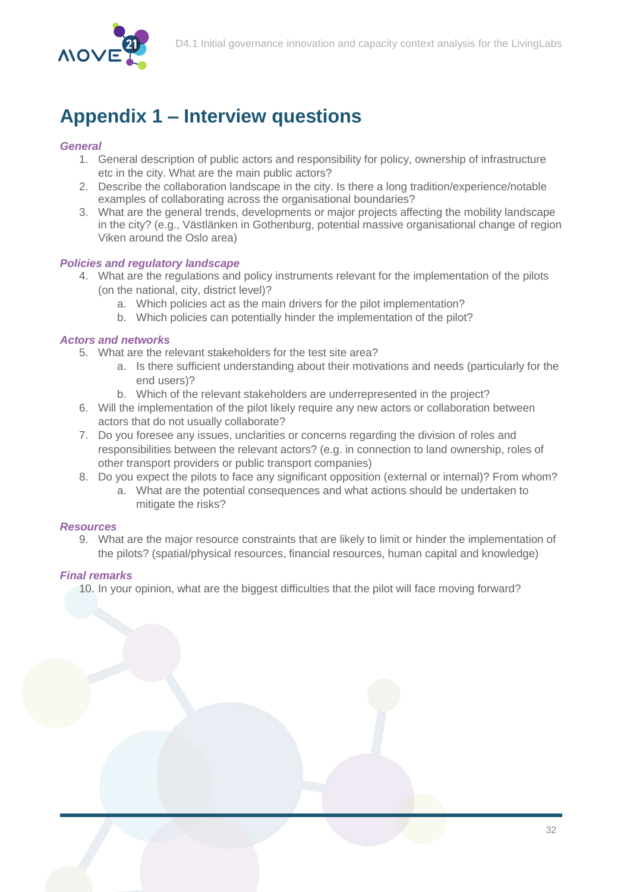# Appendix 1 – Interview questions

***General***

1. General description of public actors and responsibility for policy, ownership of infrastructure etc in the city. What are the main public actors?
2. Describe the collaboration landscape in the city. Is there a long tradition/experience/notable examples of collaborating across the organisational boundaries?
3. What are the general trends, developments or major projects affecting the mobility landscape in the city? (e.g., Västlänken in Gothenburg, potential massive organisational change of region Viken around the Oslo area)

***Policies and regulatory landscape***

4. What are the regulations and policy instruments relevant for the implementation of the pilots (on the national, city, district level)?
   a. Which policies act as the main drivers for the pilot implementation?
   b. Which policies can potentially hinder the implementation of the pilot?

***Actors and networks***

5. What are the relevant stakeholders for the test site area?
   a. Is there sufficient understanding about their motivations and needs (particularly for the end users)?
   b. Which of the relevant stakeholders are underrepresented in the project?
6. Will the implementation of the pilot likely require any new actors or collaboration between actors that do not usually collaborate?
7. Do you foresee any issues, unclarities or concerns regarding the division of roles and responsibilities between the relevant actors? (e.g. in connection to land ownership, roles of other transport providers or public transport companies)
8. Do you expect the pilots to face any significant opposition (external or internal)? From whom?
   a. What are the potential consequences and what actions should be undertaken to mitigate the risks?

***Resources***

9. What are the major resource constraints that are likely to limit or hinder the implementation of the pilots? (spatial/physical resources, financial resources, human capital and knowledge)

***Final remarks***

10. In your opinion, what are the biggest difficulties that the pilot will face moving forward?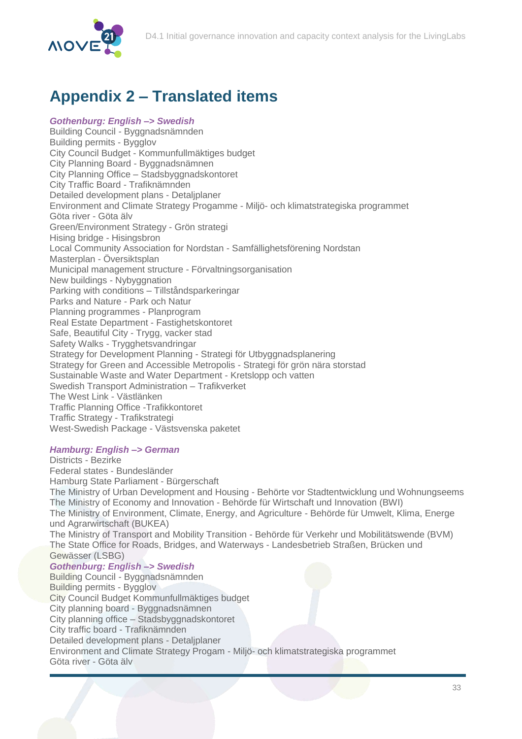# Appendix 2 – Translated items

***Gothenburg: English –> Swedish***

Building Council - Byggnadsnämnden
Building permits - Bygglov
City Council Budget - Kommunfullmäktiges budget
City Planning Board - Byggnadsnämnen
City Planning Office – Stadsbyggnadskontoret
City Traffic Board - Trafiknämnden
Detailed development plans - Detaljplaner
Environment and Climate Strategy Progamme - Miljö- och klimatstrategiska programmet
Göta river - Göta älv
Green/Environment Strategy - Grön strategi
Hising bridge - Hisingsbron
Local Community Association for Nordstan - Samfällighetsförening Nordstan
Masterplan - Översiktsplan
Municipal management structure - Förvaltningsorganisation
New buildings - Nybyggnation
Parking with conditions – Tillståndsparkeringar
Parks and Nature - Park och Natur
Planning programmes - Planprogram
Real Estate Department - Fastighetskontoret
Safe, Beautiful City - Trygg, vacker stad
Safety Walks - Trygghetsvandringar
Strategy for Development Planning - Strategi för Utbyggnadsplanering
Strategy for Green and Accessible Metropolis - Strategi för grön nära storstad
Sustainable Waste and Water Department - Kretslopp och vatten
Swedish Transport Administration – Trafikverket
The West Link - Västlänken
Traffic Planning Office -Trafikkontoret
Traffic Strategy - Trafikstrategi
West-Swedish Package - Västsvenska paketet

***Hamburg: English –> German***

Districts - Bezirke
Federal states - Bundesländer
Hamburg State Parliament - Bürgerschaft
The Ministry of Urban Development and Housing - Behörte vor Stadtentwicklung und Wohnungseems
The Ministry of Economy and Innovation - Behörde für Wirtschaft und Innovation (BWI)
The Ministry of Environment, Climate, Energy, and Agriculture - Behörde für Umwelt, Klima, Energe und Agrarwirtschaft (BUKEA)
The Ministry of Transport and Mobility Transition - Behörde für Verkehr und Mobilitätswende (BVM)
The State Office for Roads, Bridges, and Waterways - Landesbetrieb Straßen, Brücken und Gewässer (LSBG)

***Gothenburg: English –> Swedish***

Building Council - Byggnadsnämnden
Building permits - Bygglov
City Council Budget Kommunfullmäktiges budget
City planning board - Byggnadsnämnen
City planning office – Stadsbyggnadskontoret
City traffic board - Trafiknämnden
Detailed development plans - Detaljplaner
Environment and Climate Strategy Progam - Miljö- och klimatstrategiska programmet
Göta river - Göta älv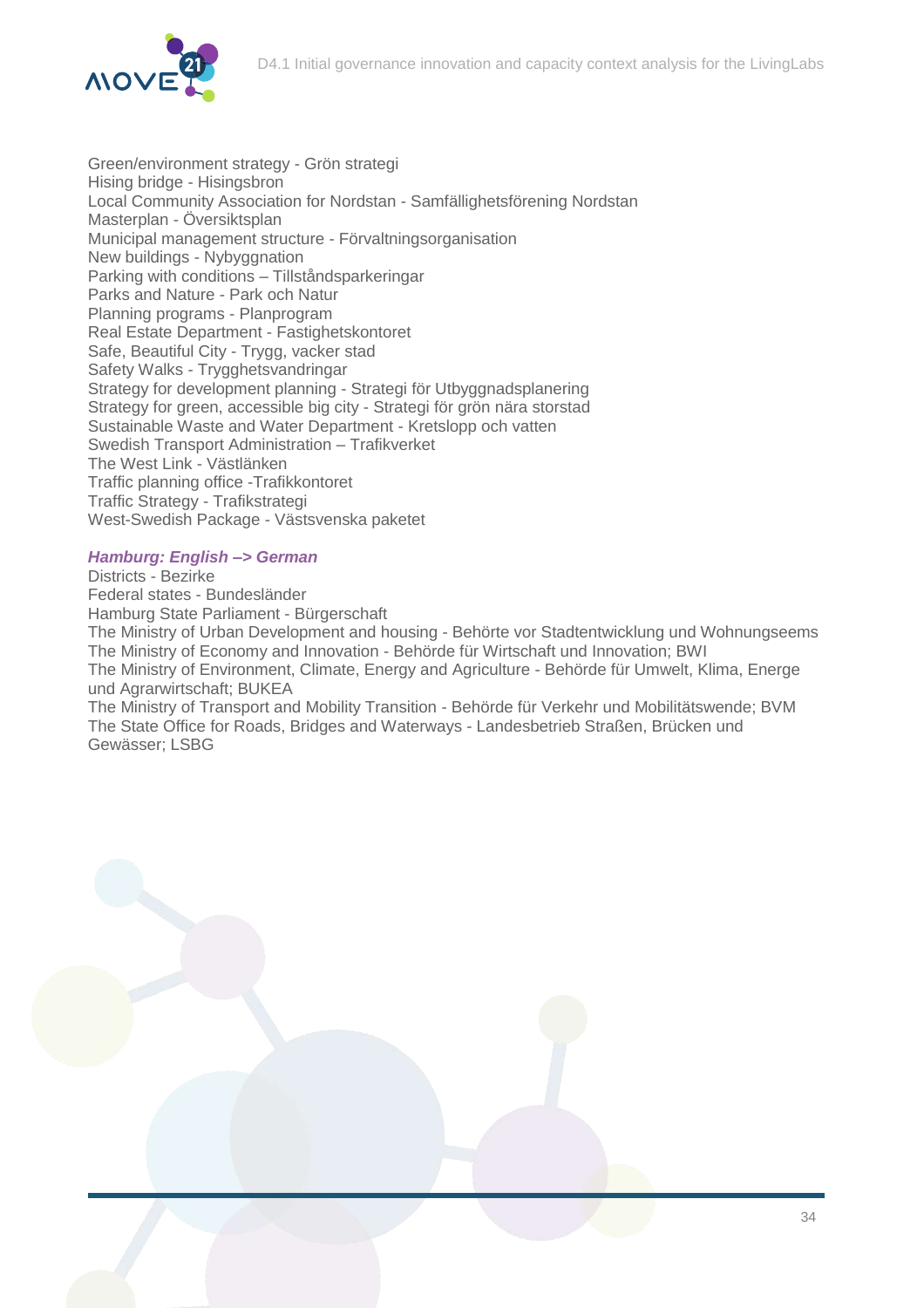Green/environment strategy - Grön strategi
Hising bridge - Hisingsbron
Local Community Association for Nordstan - Samfällighetsförening Nordstan
Masterplan - Översiktsplan
Municipal management structure - Förvaltningsorganisation
New buildings - Nybyggnation
Parking with conditions – Tillståndsparkeringar
Parks and Nature - Park och Natur
Planning programs - Planprogram
Real Estate Department - Fastighetskontoret
Safe, Beautiful City - Trygg, vacker stad
Safety Walks - Trygghetsvandringar
Strategy for development planning - Strategi för Utbyggnadsplanering
Strategy for green, accessible big city - Strategi för grön nära storstad
Sustainable Waste and Water Department - Kretslopp och vatten
Swedish Transport Administration – Trafikverket
The West Link - Västlänken
Traffic planning office -Trafikkontoret
Traffic Strategy - Trafikstrategi
West-Swedish Package - Västsvenska paketet

***Hamburg: English –> German***

Districts - Bezirke
Federal states - Bundesländer
Hamburg State Parliament - Bürgerschaft
The Ministry of Urban Development and housing - Behörte vor Stadtentwicklung und Wohnungseems
The Ministry of Economy and Innovation - Behörde für Wirtschaft und Innovation; BWI
The Ministry of Environment, Climate, Energy and Agriculture - Behörde für Umwelt, Klima, Energe und Agrarwirtschaft; BUKEA
The Ministry of Transport and Mobility Transition - Behörde für Verkehr und Mobilitätswende; BVM
The State Office for Roads, Bridges and Waterways - Landesbetrieb Straßen, Brücken und Gewässer; LSBG